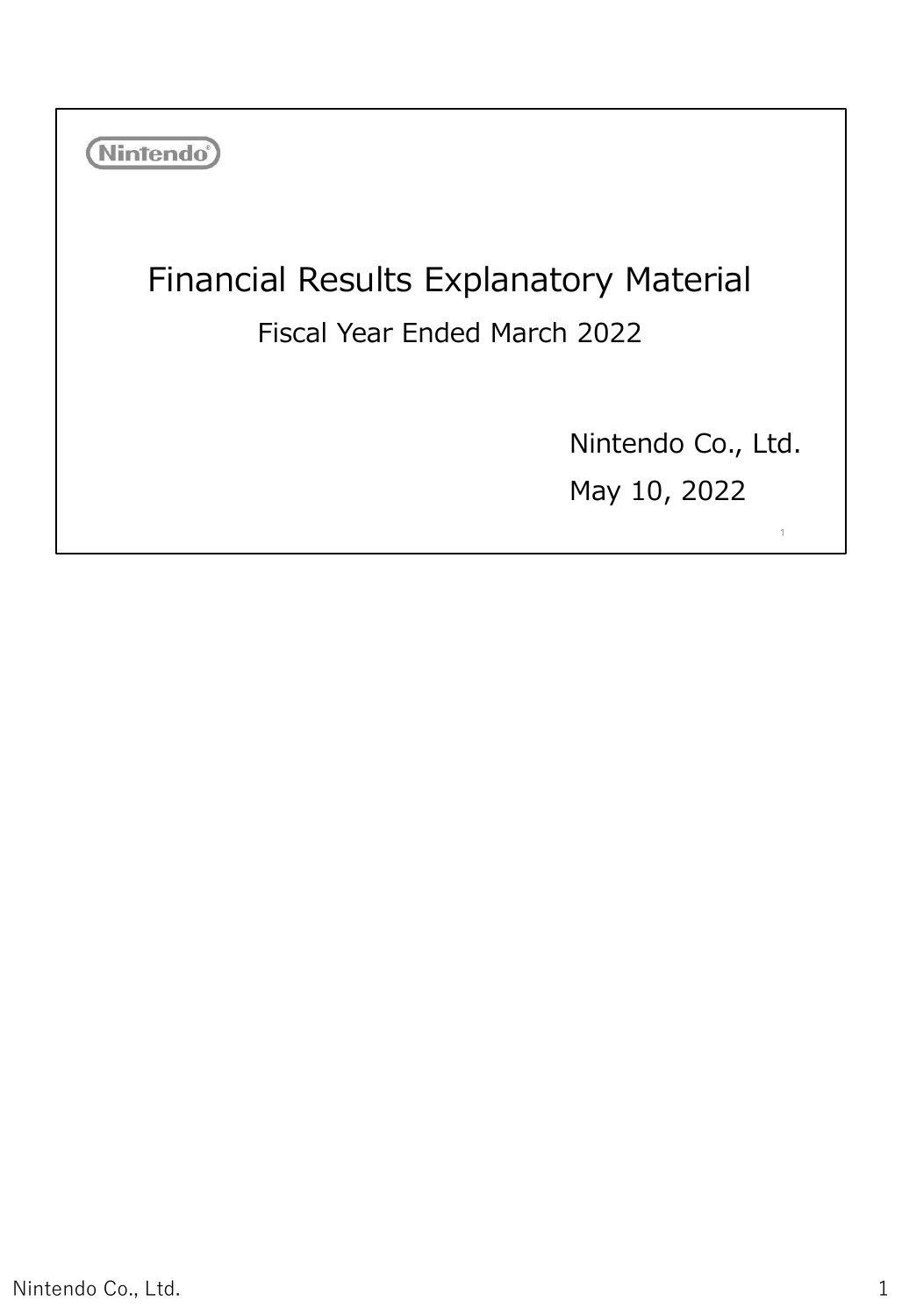Nintendo

# Financial Results Explanatory Material

Fiscal Year Ended March 2022

Nintendo Co., Ltd.

May 10, 2022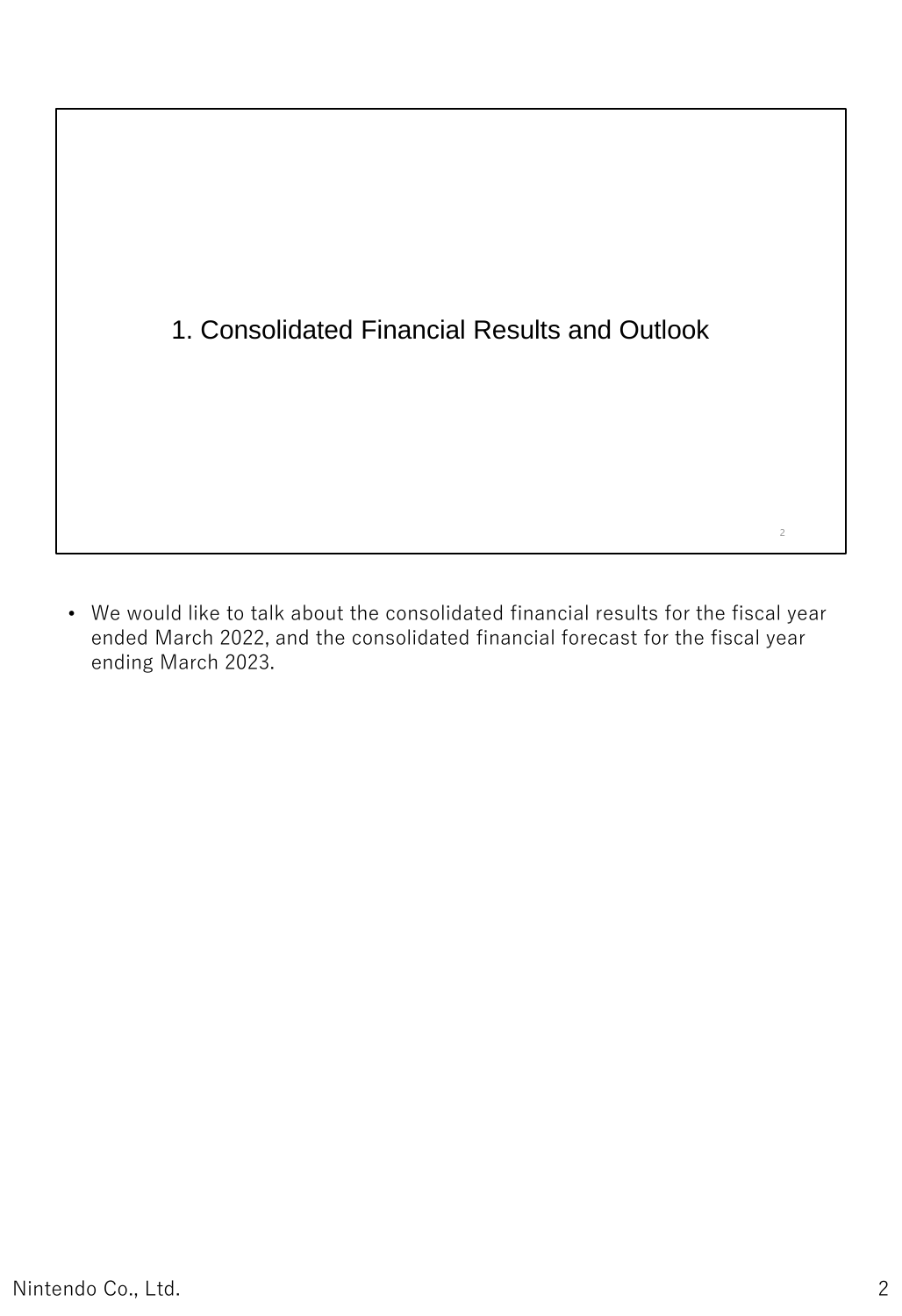## 1. Consolidated Financial Results and Outlook

- We would like to talk about the consolidated financial results for the fiscal year ended March 2022, and the consolidated financial forecast for the fiscal year ending March 2023.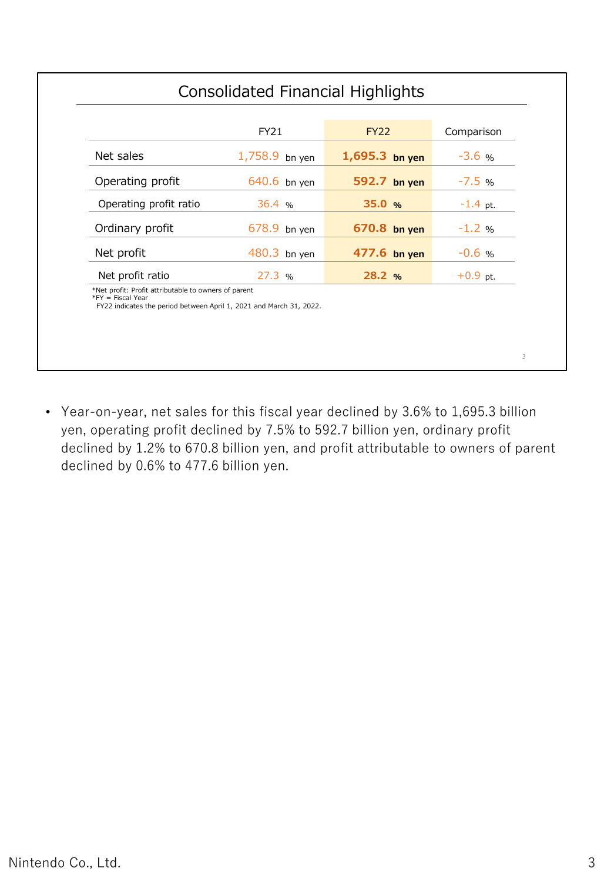## Consolidated Financial Highlights

| | FY21 | FY22 | Comparison |
|---|---|---|---|
| Net sales | 1,758.9 bn yen | **1,695.3 bn yen** | -3.6 % |
| Operating profit | 640.6 bn yen | **592.7 bn yen** | -7.5 % |
| Operating profit ratio | 36.4 % | **35.0 %** | -1.4 pt. |
| Ordinary profit | 678.9 bn yen | **670.8 bn yen** | -1.2 % |
| Net profit | 480.3 bn yen | **477.6 bn yen** | -0.6 % |
| Net profit ratio | 27.3 % | **28.2 %** | +0.9 pt. |

*Net profit: Profit attributable to owners of parent
*FY = Fiscal Year
FY22 indicates the period between April 1, 2021 and March 31, 2022.

- Year-on-year, net sales for this fiscal year declined by 3.6% to 1,695.3 billion yen, operating profit declined by 7.5% to 592.7 billion yen, ordinary profit declined by 1.2% to 670.8 billion yen, and profit attributable to owners of parent declined by 0.6% to 477.6 billion yen.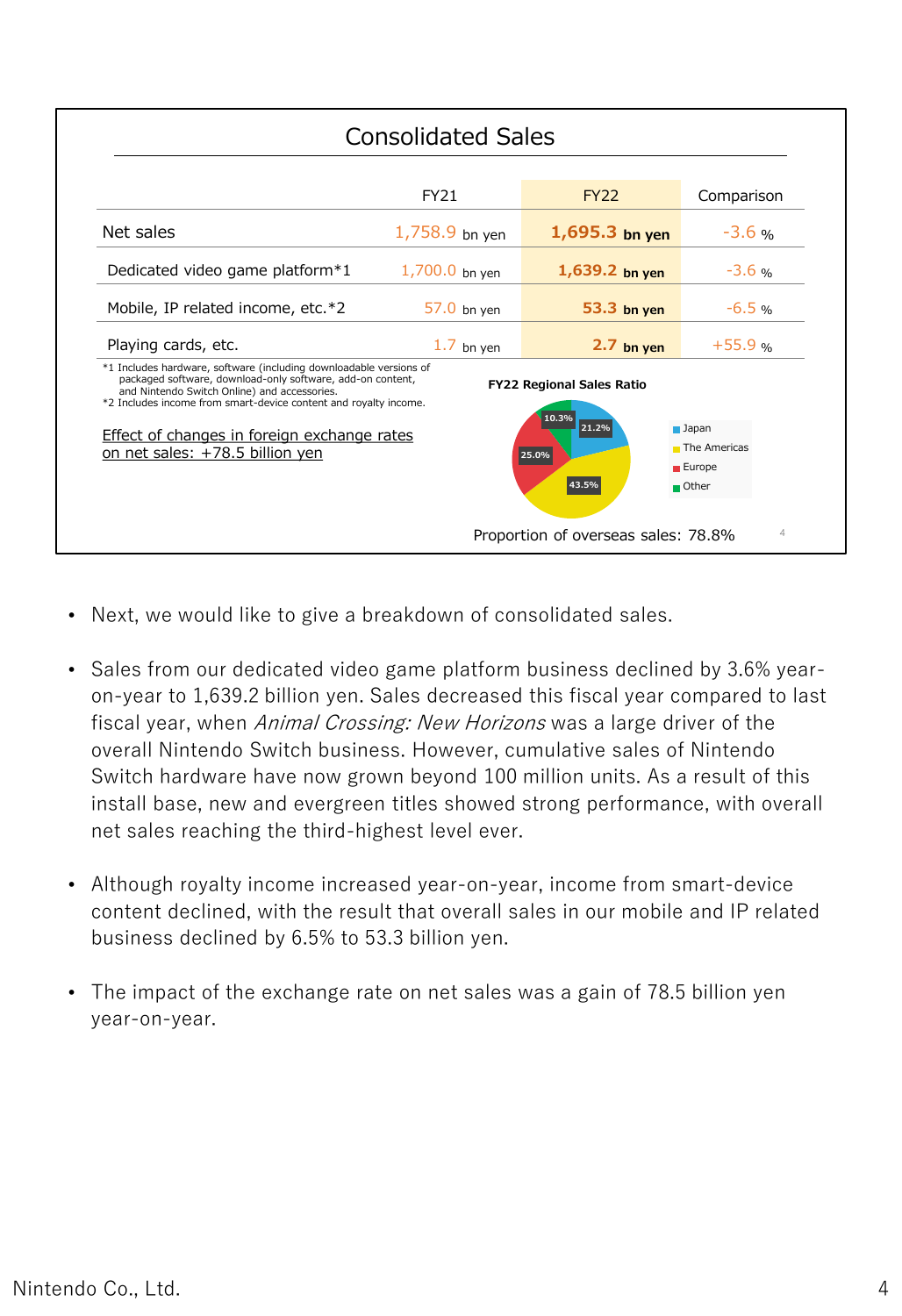## Consolidated Sales

| | FY21 | FY22 | Comparison |
|---|---|---|---|
| Net sales | 1,758.9 bn yen | **1,695.3 bn yen** | -3.6 % |
| Dedicated video game platform*1 | 1,700.0 bn yen | **1,639.2 bn yen** | -3.6 % |
| Mobile, IP related income, etc.*2 | 57.0 bn yen | **53.3 bn yen** | -6.5 % |
| Playing cards, etc. | 1.7 bn yen | **2.7 bn yen** | +55.9 % |

*1 Includes hardware, software (including downloadable versions of packaged software, download-only software, add-on content, and Nintendo Switch Online) and accessories.
*2 Includes income from smart-device content and royalty income.

Effect of changes in foreign exchange rates on net sales: +78.5 billion yen

**FY22 Regional Sales Ratio**

| Region | Ratio |
|---|---|
| Japan | 21.2% |
| The Americas | 43.5% |
| Europe | 25.0% |
| Other | 10.3% |

Proportion of overseas sales: 78.8%

- Next, we would like to give a breakdown of consolidated sales.
- Sales from our dedicated video game platform business declined by 3.6% year-on-year to 1,639.2 billion yen. Sales decreased this fiscal year compared to last fiscal year, when *Animal Crossing: New Horizons* was a large driver of the overall Nintendo Switch business. However, cumulative sales of Nintendo Switch hardware have now grown beyond 100 million units. As a result of this install base, new and evergreen titles showed strong performance, with overall net sales reaching the third-highest level ever.
- Although royalty income increased year-on-year, income from smart-device content declined, with the result that overall sales in our mobile and IP related business declined by 6.5% to 53.3 billion yen.
- The impact of the exchange rate on net sales was a gain of 78.5 billion yen year-on-year.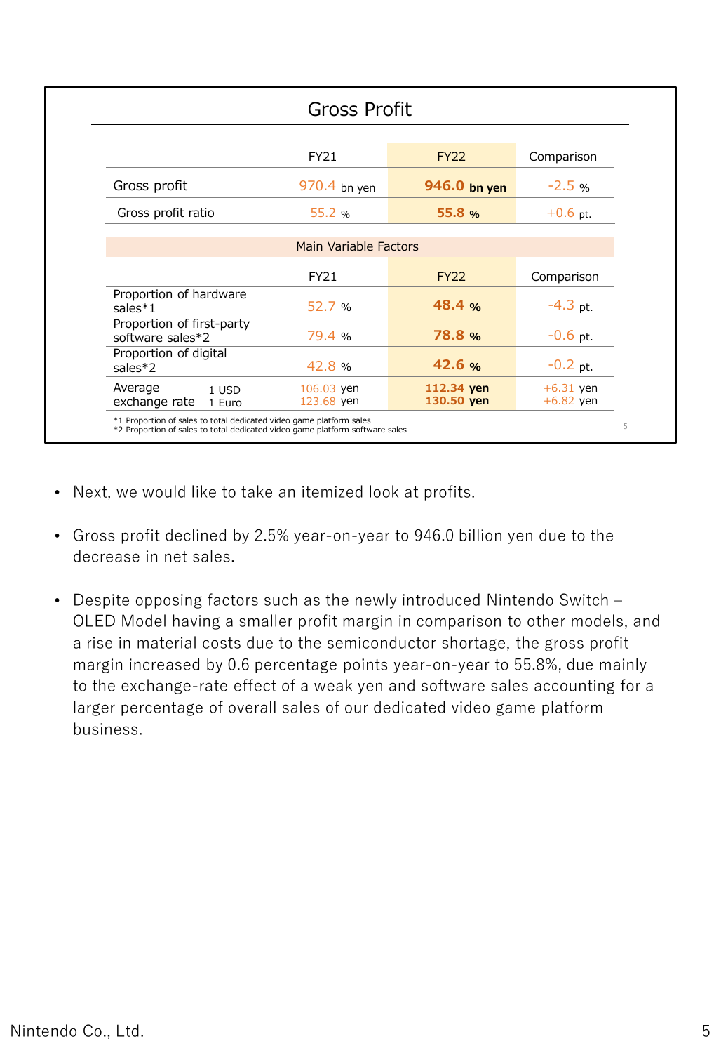## Gross Profit

| | FY21 | FY22 | Comparison |
|---|---|---|---|
| Gross profit | 970.4 bn yen | **946.0 bn yen** | -2.5 % |
| Gross profit ratio | 55.2 % | **55.8 %** | +0.6 pt. |

**Main Variable Factors**

| | | FY21 | FY22 | Comparison |
|---|---|---|---|---|
| Proportion of hardware sales*1 | | 52.7 % | **48.4 %** | -4.3 pt. |
| Proportion of first-party software sales*2 | | 79.4 % | **78.8 %** | -0.6 pt. |
| Proportion of digital sales*2 | | 42.8 % | **42.6 %** | -0.2 pt. |
| Average exchange rate | 1 USD | 106.03 yen | **112.34 yen** | +6.31 yen |
| | 1 Euro | 123.68 yen | **130.50 yen** | +6.82 yen |

*1 Proportion of sales to total dedicated video game platform sales
*2 Proportion of sales to total dedicated video game platform software sales

- Next, we would like to take an itemized look at profits.
- Gross profit declined by 2.5% year-on-year to 946.0 billion yen due to the decrease in net sales.
- Despite opposing factors such as the newly introduced Nintendo Switch – OLED Model having a smaller profit margin in comparison to other models, and a rise in material costs due to the semiconductor shortage, the gross profit margin increased by 0.6 percentage points year-on-year to 55.8%, due mainly to the exchange-rate effect of a weak yen and software sales accounting for a larger percentage of overall sales of our dedicated video game platform business.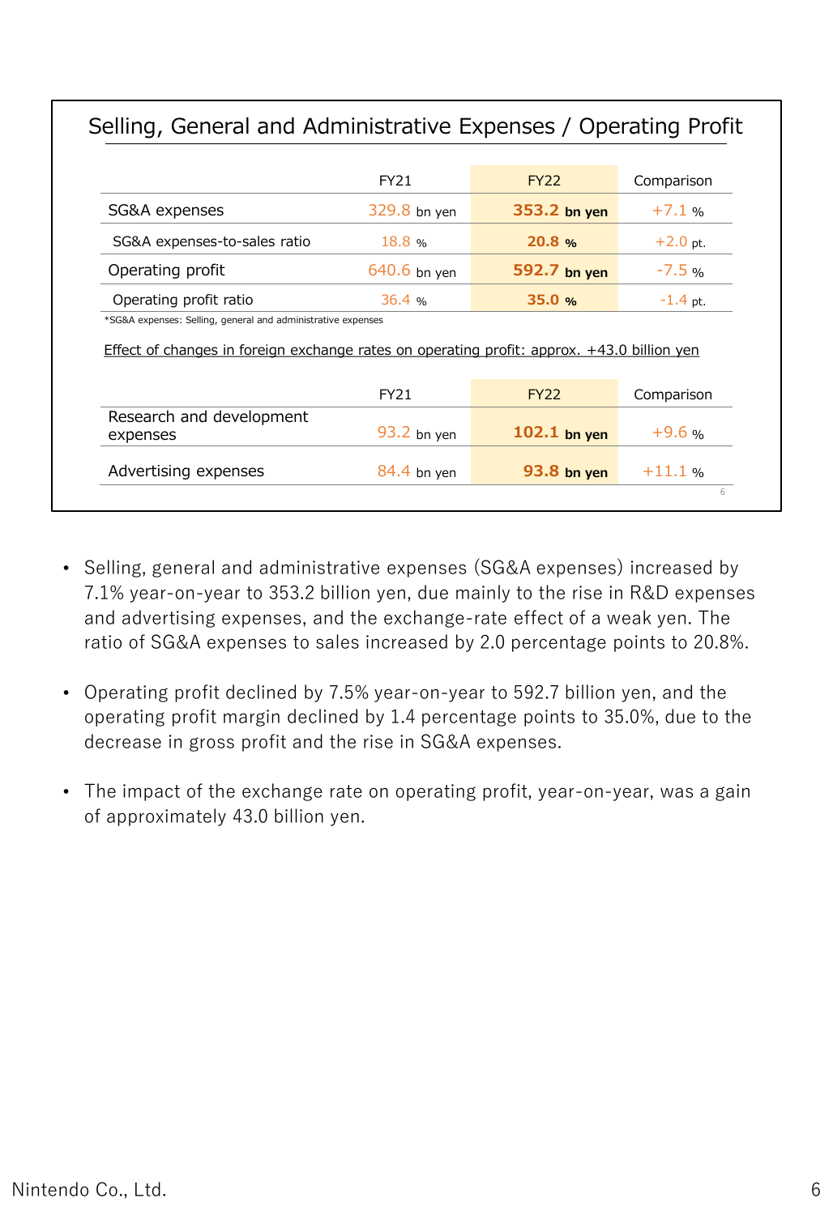## Selling, General and Administrative Expenses / Operating Profit

| | FY21 | FY22 | Comparison |
|---|---|---|---|
| SG&A expenses | 329.8 bn yen | **353.2 bn yen** | +7.1 % |
| SG&A expenses-to-sales ratio | 18.8 % | **20.8 %** | +2.0 pt. |
| Operating profit | 640.6 bn yen | **592.7 bn yen** | -7.5 % |
| Operating profit ratio | 36.4 % | **35.0 %** | -1.4 pt. |

*SG&A expenses: Selling, general and administrative expenses

Effect of changes in foreign exchange rates on operating profit: approx. +43.0 billion yen

| | FY21 | FY22 | Comparison |
|---|---|---|---|
| Research and development expenses | 93.2 bn yen | **102.1 bn yen** | +9.6 % |
| Advertising expenses | 84.4 bn yen | **93.8 bn yen** | +11.1 % |

- Selling, general and administrative expenses (SG&A expenses) increased by 7.1% year-on-year to 353.2 billion yen, due mainly to the rise in R&D expenses and advertising expenses, and the exchange-rate effect of a weak yen. The ratio of SG&A expenses to sales increased by 2.0 percentage points to 20.8%.

- Operating profit declined by 7.5% year-on-year to 592.7 billion yen, and the operating profit margin declined by 1.4 percentage points to 35.0%, due to the decrease in gross profit and the rise in SG&A expenses.

- The impact of the exchange rate on operating profit, year-on-year, was a gain of approximately 43.0 billion yen.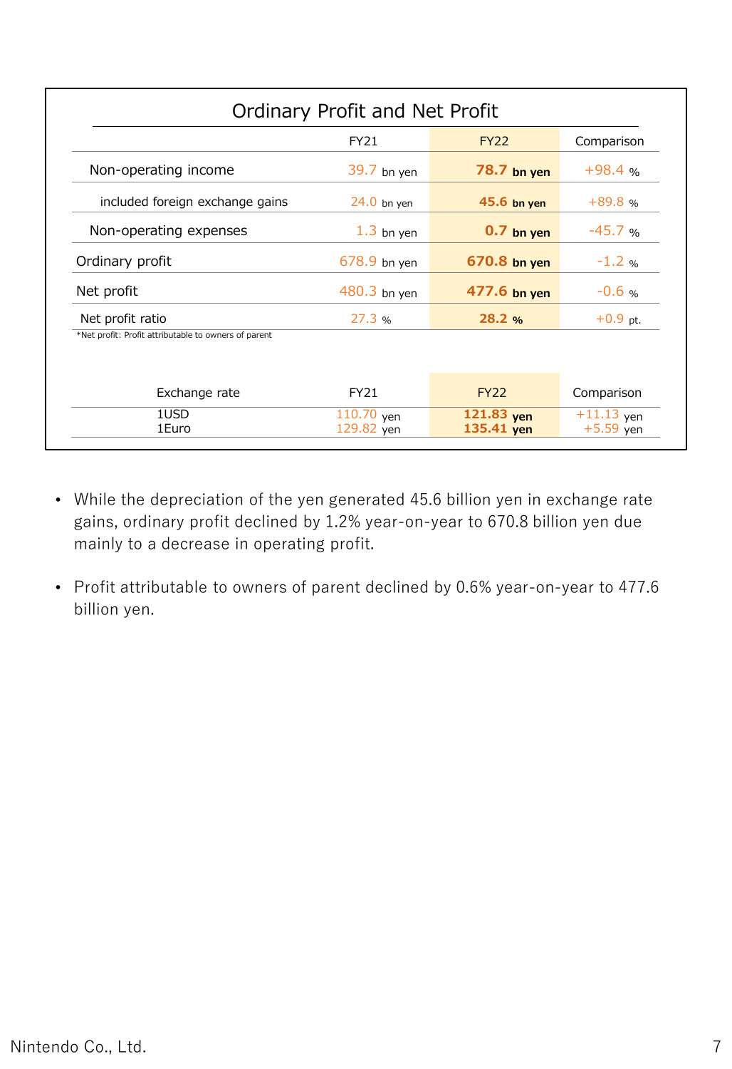## Ordinary Profit and Net Profit

| | FY21 | FY22 | Comparison |
|---|---|---|---|
| Non-operating income | 39.7 bn yen | **78.7 bn yen** | +98.4 % |
| included foreign exchange gains | 24.0 bn yen | **45.6 bn yen** | +89.8 % |
| Non-operating expenses | 1.3 bn yen | **0.7 bn yen** | -45.7 % |
| Ordinary profit | 678.9 bn yen | **670.8 bn yen** | -1.2 % |
| Net profit | 480.3 bn yen | **477.6 bn yen** | -0.6 % |
| Net profit ratio | 27.3 % | **28.2 %** | +0.9 pt. |

*Net profit: Profit attributable to owners of parent

| Exchange rate | FY21 | FY22 | Comparison |
|---|---|---|---|
| 1USD | 110.70 yen | **121.83 yen** | +11.13 yen |
| 1Euro | 129.82 yen | **135.41 yen** | +5.59 yen |

- While the depreciation of the yen generated 45.6 billion yen in exchange rate gains, ordinary profit declined by 1.2% year-on-year to 670.8 billion yen due mainly to a decrease in operating profit.
- Profit attributable to owners of parent declined by 0.6% year-on-year to 477.6 billion yen.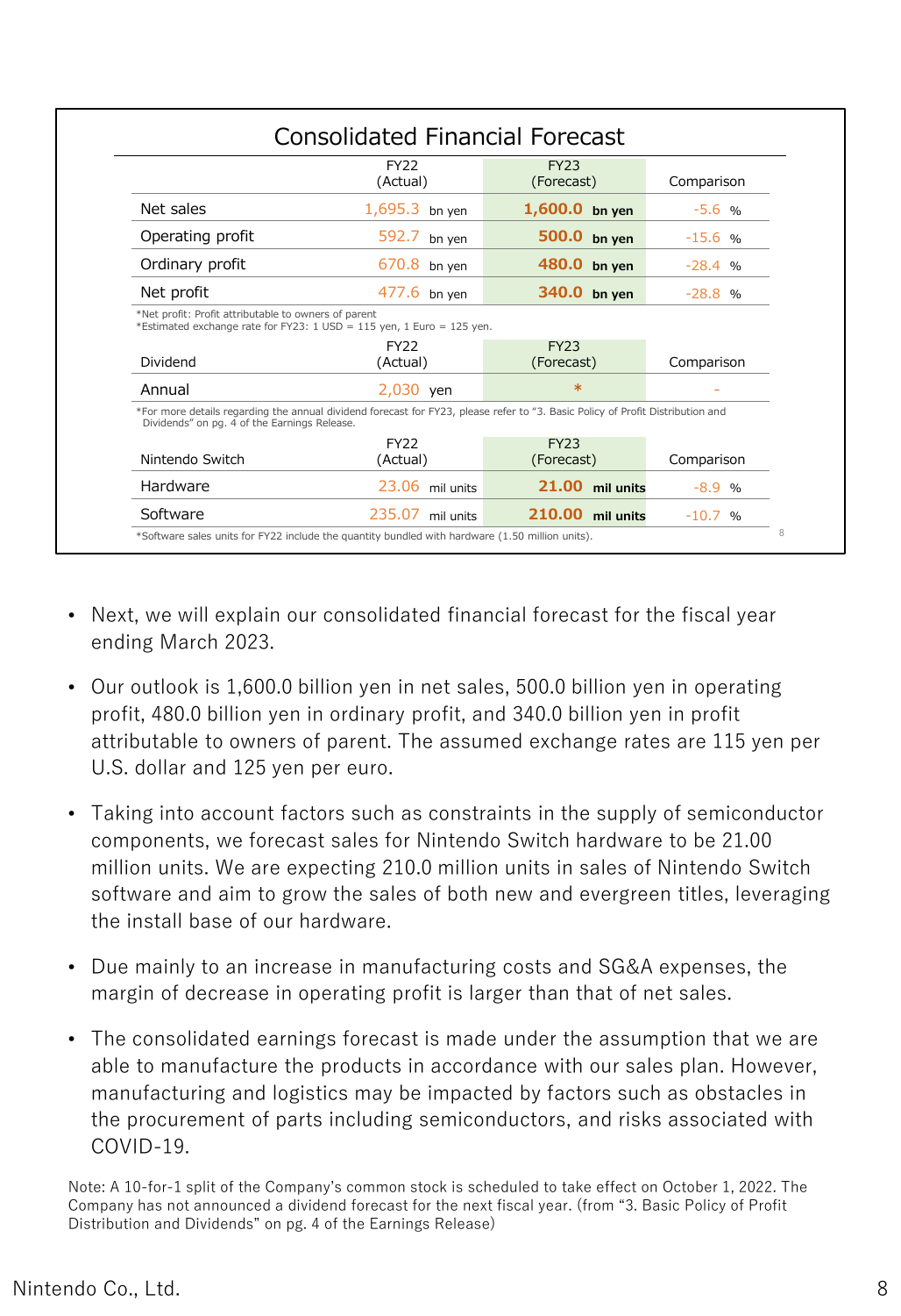## Consolidated Financial Forecast

| | FY22 (Actual) | FY23 (Forecast) | Comparison |
|---|---|---|---|
| Net sales | 1,695.3 bn yen | **1,600.0 bn yen** | -5.6 % |
| Operating profit | 592.7 bn yen | **500.0 bn yen** | -15.6 % |
| Ordinary profit | 670.8 bn yen | **480.0 bn yen** | -28.4 % |
| Net profit | 477.6 bn yen | **340.0 bn yen** | -28.8 % |

*Net profit: Profit attributable to owners of parent
*Estimated exchange rate for FY23: 1 USD = 115 yen, 1 Euro = 125 yen.

| Dividend | FY22 (Actual) | FY23 (Forecast) | Comparison |
|---|---|---|---|
| Annual | 2,030 yen | * | - |

*For more details regarding the annual dividend forecast for FY23, please refer to "3. Basic Policy of Profit Distribution and Dividends" on pg. 4 of the Earnings Release.

| Nintendo Switch | FY22 (Actual) | FY23 (Forecast) | Comparison |
|---|---|---|---|
| Hardware | 23.06 mil units | **21.00 mil units** | -8.9 % |
| Software | 235.07 mil units | **210.00 mil units** | -10.7 % |

*Software sales units for FY22 include the quantity bundled with hardware (1.50 million units).

- Next, we will explain our consolidated financial forecast for the fiscal year ending March 2023.
- Our outlook is 1,600.0 billion yen in net sales, 500.0 billion yen in operating profit, 480.0 billion yen in ordinary profit, and 340.0 billion yen in profit attributable to owners of parent. The assumed exchange rates are 115 yen per U.S. dollar and 125 yen per euro.
- Taking into account factors such as constraints in the supply of semiconductor components, we forecast sales for Nintendo Switch hardware to be 21.00 million units. We are expecting 210.0 million units in sales of Nintendo Switch software and aim to grow the sales of both new and evergreen titles, leveraging the install base of our hardware.
- Due mainly to an increase in manufacturing costs and SG&A expenses, the margin of decrease in operating profit is larger than that of net sales.
- The consolidated earnings forecast is made under the assumption that we are able to manufacture the products in accordance with our sales plan. However, manufacturing and logistics may be impacted by factors such as obstacles in the procurement of parts including semiconductors, and risks associated with COVID-19.

Note: A 10-for-1 split of the Company's common stock is scheduled to take effect on October 1, 2022. The Company has not announced a dividend forecast for the next fiscal year. (from "3. Basic Policy of Profit Distribution and Dividends" on pg. 4 of the Earnings Release)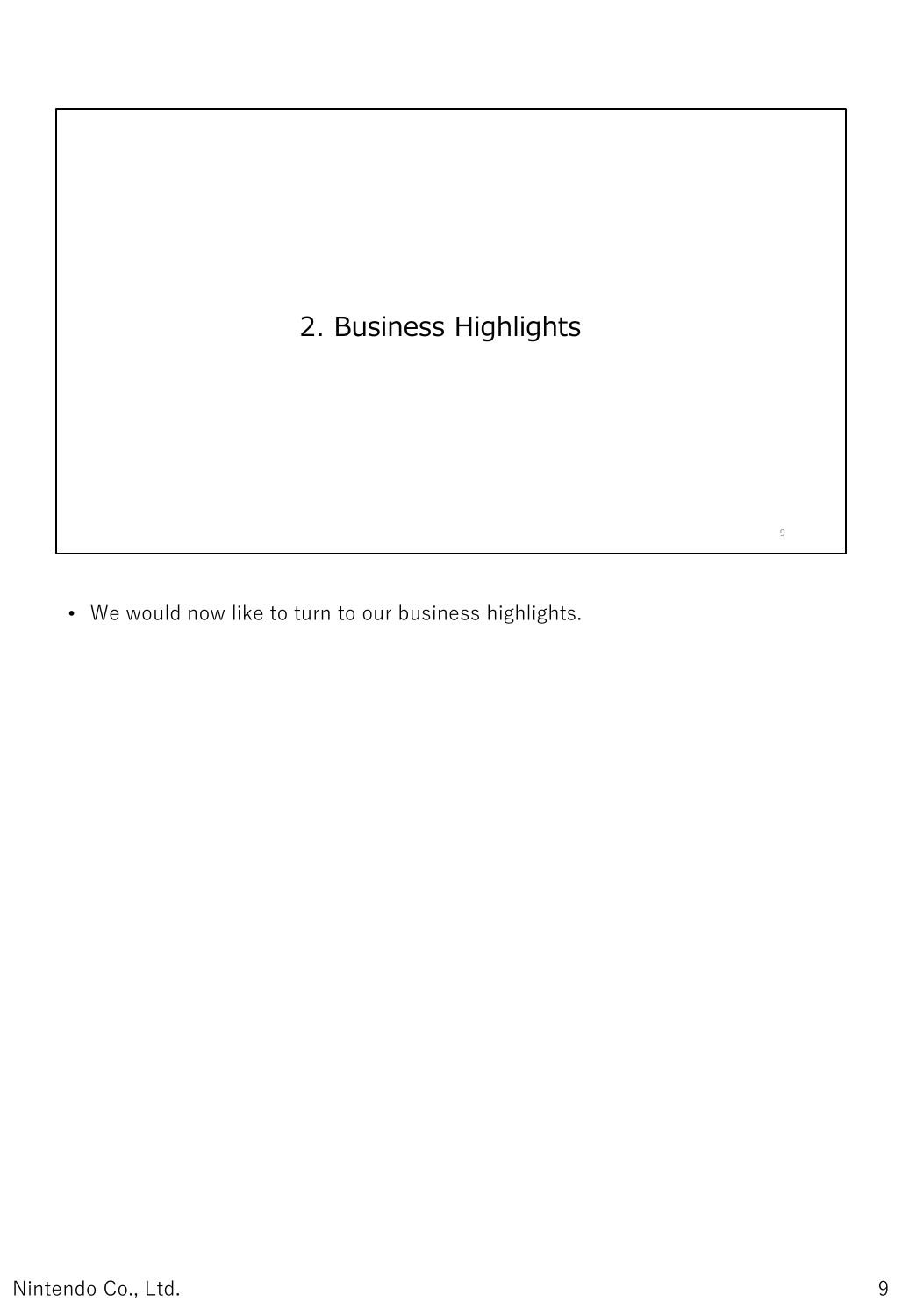## 2. Business Highlights

- We would now like to turn to our business highlights.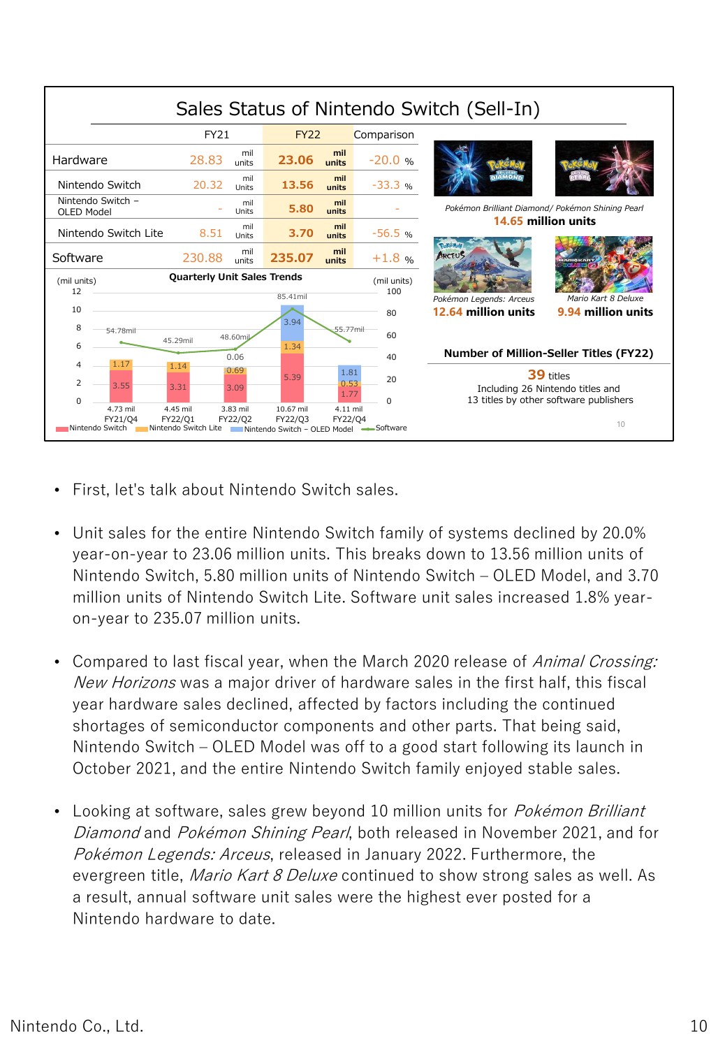## Sales Status of Nintendo Switch (Sell-In)

| | FY21 | FY22 | Comparison |
|---|---|---|---|
| Hardware | 28.83 mil units | **23.06 mil units** | -20.0 % |
| Nintendo Switch | 20.32 mil Units | **13.56 mil units** | -33.3 % |
| Nintendo Switch – OLED Model | - mil Units | **5.80 mil units** | - |
| Nintendo Switch Lite | 8.51 mil Units | **3.70 mil units** | -56.5 % |
| Software | 230.88 mil units | **235.07 mil units** | +1.8 % |

**Quarterly Unit Sales Trends**

| (mil units) | FY21/Q4 | FY22/Q1 | FY22/Q2 | FY22/Q3 | FY22/Q4 |
|---|---|---|---|---|---|
| Nintendo Switch | 3.55 | 3.31 | 3.09 | 5.39 | 1.77 |
| Nintendo Switch Lite | 1.17 | 1.14 | 0.69 | 1.34 | 0.53 |
| Nintendo Switch – OLED Model | | | 0.06 | 3.94 | 1.81 |
| Hardware total | 4.73 mil | 4.45 mil | 3.83 mil | 10.67 mil | 4.11 mil |
| Software | 54.78mil | 45.29mil | 48.60mil | 85.41mil | 55.77mil |

*Pokémon Brilliant Diamond/ Pokémon Shining Pearl*
**14.65 million units**

*Pokémon Legends: Arceus*
**12.64 million units**

*Mario Kart 8 Deluxe*
**9.94 million units**

**Number of Million-Seller Titles (FY22)**

**39** titles
Including 26 Nintendo titles and
13 titles by other software publishers

- First, let's talk about Nintendo Switch sales.
- Unit sales for the entire Nintendo Switch family of systems declined by 20.0% year-on-year to 23.06 million units. This breaks down to 13.56 million units of Nintendo Switch, 5.80 million units of Nintendo Switch – OLED Model, and 3.70 million units of Nintendo Switch Lite. Software unit sales increased 1.8% year-on-year to 235.07 million units.
- Compared to last fiscal year, when the March 2020 release of *Animal Crossing: New Horizons* was a major driver of hardware sales in the first half, this fiscal year hardware sales declined, affected by factors including the continued shortages of semiconductor components and other parts. That being said, Nintendo Switch – OLED Model was off to a good start following its launch in October 2021, and the entire Nintendo Switch family enjoyed stable sales.
- Looking at software, sales grew beyond 10 million units for *Pokémon Brilliant Diamond* and *Pokémon Shining Pearl*, both released in November 2021, and for *Pokémon Legends: Arceus*, released in January 2022. Furthermore, the evergreen title, *Mario Kart 8 Deluxe* continued to show strong sales as well. As a result, annual software unit sales were the highest ever posted for a Nintendo hardware to date.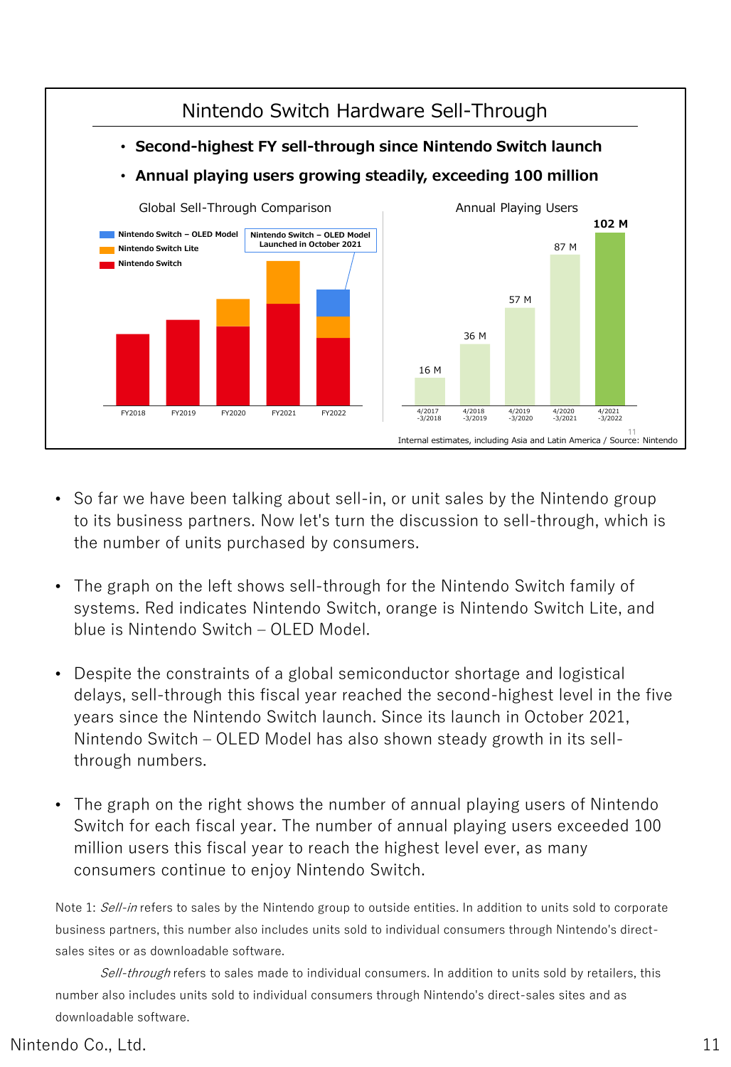## Nintendo Switch Hardware Sell-Through

- **Second-highest FY sell-through since Nintendo Switch launch**
- **Annual playing users growing steadily, exceeding 100 million**

Global Sell-Through Comparison

Nintendo Switch – OLED Model
Nintendo Switch Lite
Nintendo Switch

Nintendo Switch – OLED Model Launched in October 2021

FY2018 FY2019 FY2020 FY2021 FY2022

Annual Playing Users

| 4/2017-3/2018 | 4/2018-3/2019 | 4/2019-3/2020 | 4/2020-3/2021 | 4/2021-3/2022 |
|---|---|---|---|---|
| 16 M | 36 M | 57 M | 87 M | **102 M** |

Internal estimates, including Asia and Latin America / Source: Nintendo

- So far we have been talking about sell-in, or unit sales by the Nintendo group to its business partners. Now let's turn the discussion to sell-through, which is the number of units purchased by consumers.

- The graph on the left shows sell-through for the Nintendo Switch family of systems. Red indicates Nintendo Switch, orange is Nintendo Switch Lite, and blue is Nintendo Switch – OLED Model.

- Despite the constraints of a global semiconductor shortage and logistical delays, sell-through this fiscal year reached the second-highest level in the five years since the Nintendo Switch launch. Since its launch in October 2021, Nintendo Switch – OLED Model has also shown steady growth in its sell-through numbers.

- The graph on the right shows the number of annual playing users of Nintendo Switch for each fiscal year. The number of annual playing users exceeded 100 million users this fiscal year to reach the highest level ever, as many consumers continue to enjoy Nintendo Switch.

Note 1: *Sell-in* refers to sales by the Nintendo group to outside entities. In addition to units sold to corporate business partners, this number also includes units sold to individual consumers through Nintendo's direct-sales sites or as downloadable software.

*Sell-through* refers to sales made to individual consumers. In addition to units sold by retailers, this number also includes units sold to individual consumers through Nintendo's direct-sales sites and as downloadable software.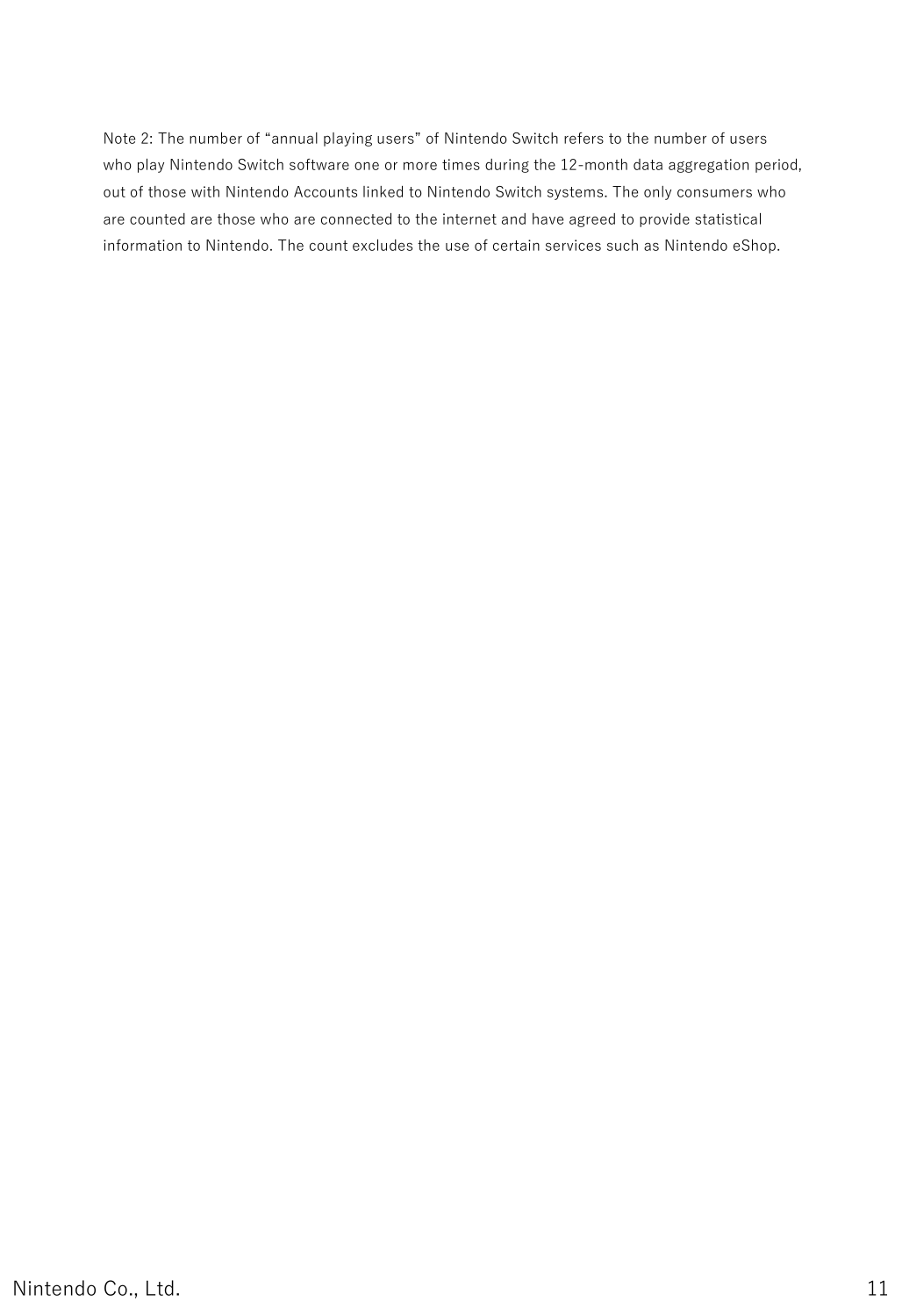Note 2: The number of “annual playing users” of Nintendo Switch refers to the number of users who play Nintendo Switch software one or more times during the 12-month data aggregation period, out of those with Nintendo Accounts linked to Nintendo Switch systems. The only consumers who are counted are those who are connected to the internet and have agreed to provide statistical information to Nintendo. The count excludes the use of certain services such as Nintendo eShop.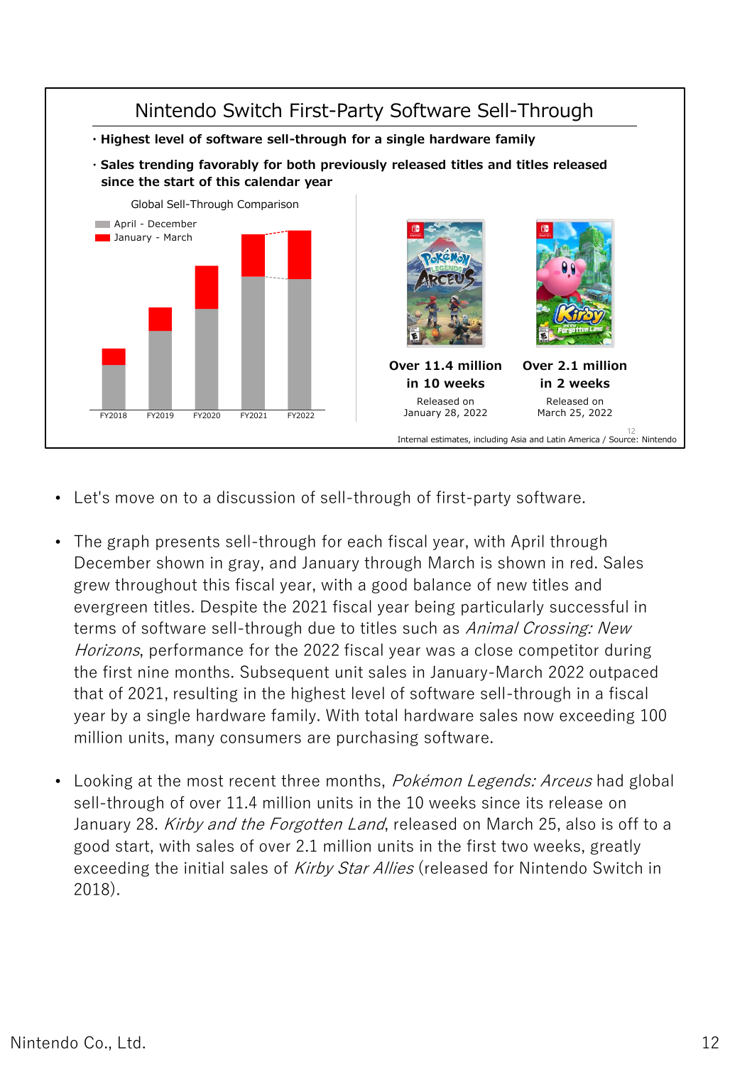## Nintendo Switch First-Party Software Sell-Through

- **Highest level of software sell-through for a single hardware family**
- **Sales trending favorably for both previously released titles and titles released since the start of this calendar year**

Global Sell-Through Comparison

April - December
January - March

FY2018 FY2019 FY2020 FY2021 FY2022

**Over 11.4 million in 10 weeks**
Released on January 28, 2022

**Over 2.1 million in 2 weeks**
Released on March 25, 2022

Internal estimates, including Asia and Latin America / Source: Nintendo

- Let's move on to a discussion of sell-through of first-party software.

- The graph presents sell-through for each fiscal year, with April through December shown in gray, and January through March is shown in red. Sales grew throughout this fiscal year, with a good balance of new titles and evergreen titles. Despite the 2021 fiscal year being particularly successful in terms of software sell-through due to titles such as *Animal Crossing: New Horizons*, performance for the 2022 fiscal year was a close competitor during the first nine months. Subsequent unit sales in January-March 2022 outpaced that of 2021, resulting in the highest level of software sell-through in a fiscal year by a single hardware family. With total hardware sales now exceeding 100 million units, many consumers are purchasing software.

- Looking at the most recent three months, *Pokémon Legends: Arceus* had global sell-through of over 11.4 million units in the 10 weeks since its release on January 28. *Kirby and the Forgotten Land*, released on March 25, also is off to a good start, with sales of over 2.1 million units in the first two weeks, greatly exceeding the initial sales of *Kirby Star Allies* (released for Nintendo Switch in 2018).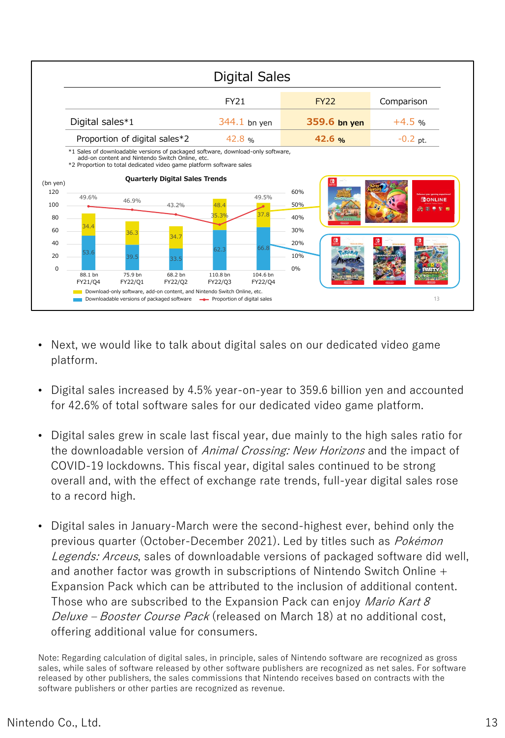## Digital Sales

| | FY21 | FY22 | Comparison |
|---|---|---|---|
| Digital sales*1 | 344.1 bn yen | **359.6 bn yen** | +4.5 % |
| Proportion of digital sales*2 | 42.8 % | **42.6 %** | -0.2 pt. |

*1 Sales of downloadable versions of packaged software, download-only software, add-on content and Nintendo Switch Online, etc.
*2 Proportion to total dedicated video game platform software sales

**Quarterly Digital Sales Trends**

(bn yen)

| | FY21/Q4 | FY22/Q1 | FY22/Q2 | FY22/Q3 | FY22/Q4 |
|---|---|---|---|---|---|
| Download-only software, add-on content, and Nintendo Switch Online, etc. | 34.4 | 36.3 | 34.7 | 48.4 | 37.8 |
| Downloadable versions of packaged software | 53.6 | 39.5 | 33.5 | 62.3 | 66.8 |
| Total | 88.1 bn | 75.9 bn | 68.2 bn | 110.8 bn | 104.6 bn |
| Proportion of digital sales | 49.6% | 46.9% | 43.2% | 35.3% | 49.5% |

- Next, we would like to talk about digital sales on our dedicated video game platform.

- Digital sales increased by 4.5% year-on-year to 359.6 billion yen and accounted for 42.6% of total software sales for our dedicated video game platform.

- Digital sales grew in scale last fiscal year, due mainly to the high sales ratio for the downloadable version of *Animal Crossing: New Horizons* and the impact of COVID-19 lockdowns. This fiscal year, digital sales continued to be strong overall and, with the effect of exchange rate trends, full-year digital sales rose to a record high.

- Digital sales in January-March were the second-highest ever, behind only the previous quarter (October-December 2021). Led by titles such as *Pokémon Legends: Arceus*, sales of downloadable versions of packaged software did well, and another factor was growth in subscriptions of Nintendo Switch Online + Expansion Pack which can be attributed to the inclusion of additional content. Those who are subscribed to the Expansion Pack can enjoy *Mario Kart 8 Deluxe – Booster Course Pack* (released on March 18) at no additional cost, offering additional value for consumers.

Note: Regarding calculation of digital sales, in principle, sales of Nintendo software are recognized as gross sales, while sales of software released by other software publishers are recognized as net sales. For software released by other publishers, the sales commissions that Nintendo receives based on contracts with the software publishers or other parties are recognized as revenue.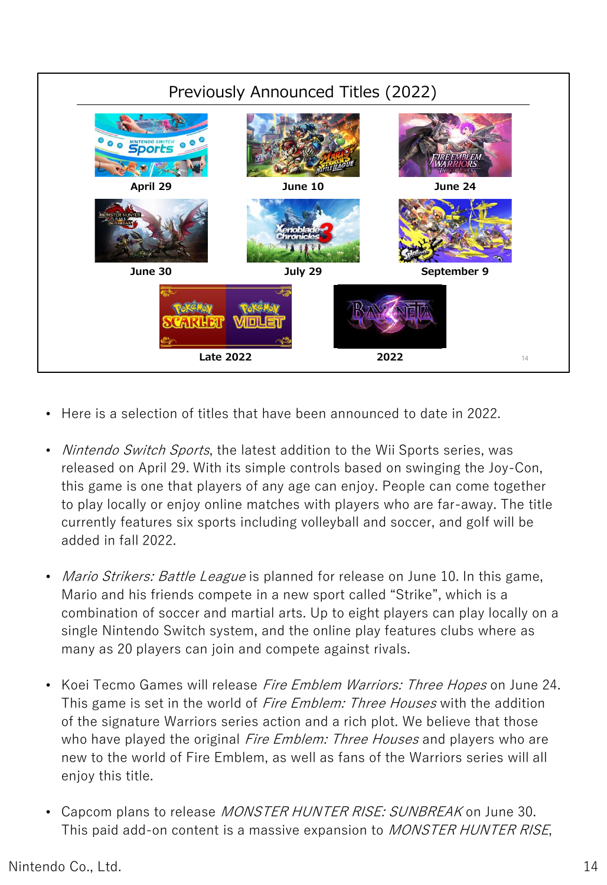## Previously Announced Titles (2022)

| Title | Release |
| --- | --- |
| Nintendo Switch Sports | April 29 |
| Mario Strikers: Battle League | June 10 |
| Fire Emblem Warriors: Three Hopes | June 24 |
| Monster Hunter Rise: Sunbreak | June 30 |
| Xenoblade Chronicles 3 | July 29 |
| Splatoon 3 | September 9 |
| Pokémon Scarlet / Pokémon Violet | Late 2022 |
| Bayonetta 3 | 2022 |

- Here is a selection of titles that have been announced to date in 2022.
- *Nintendo Switch Sports*, the latest addition to the Wii Sports series, was released on April 29. With its simple controls based on swinging the Joy-Con, this game is one that players of any age can enjoy. People can come together to play locally or enjoy online matches with players who are far-away. The title currently features six sports including volleyball and soccer, and golf will be added in fall 2022.
- *Mario Strikers: Battle League* is planned for release on June 10. In this game, Mario and his friends compete in a new sport called "Strike", which is a combination of soccer and martial arts. Up to eight players can play locally on a single Nintendo Switch system, and the online play features clubs where as many as 20 players can join and compete against rivals.
- Koei Tecmo Games will release *Fire Emblem Warriors: Three Hopes* on June 24. This game is set in the world of *Fire Emblem: Three Houses* with the addition of the signature Warriors series action and a rich plot. We believe that those who have played the original *Fire Emblem: Three Houses* and players who are new to the world of Fire Emblem, as well as fans of the Warriors series will all enjoy this title.
- Capcom plans to release *MONSTER HUNTER RISE: SUNBREAK* on June 30. This paid add-on content is a massive expansion to *MONSTER HUNTER RISE*,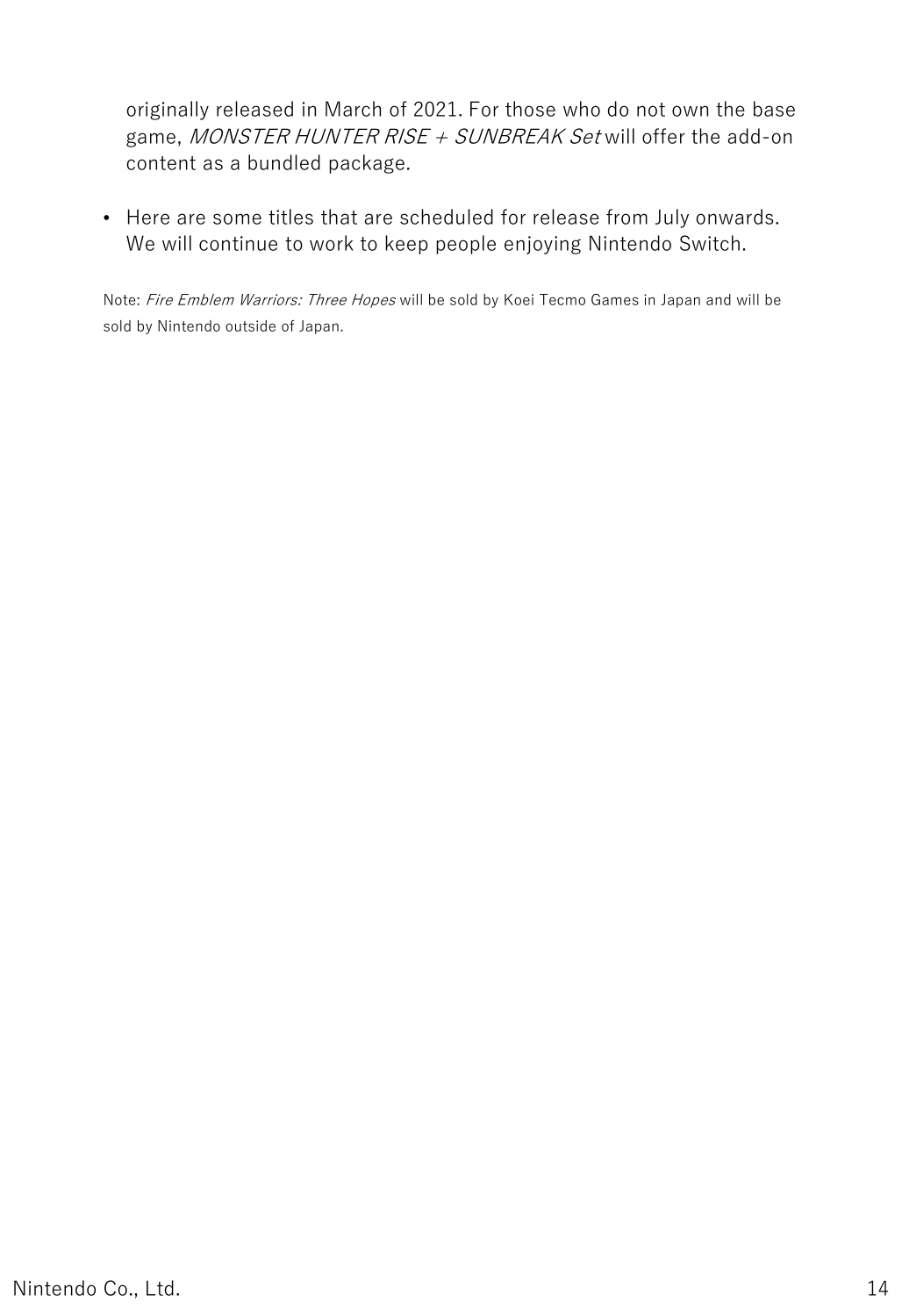originally released in March of 2021. For those who do not own the base game, *MONSTER HUNTER RISE + SUNBREAK Set* will offer the add-on content as a bundled package.

- Here are some titles that are scheduled for release from July onwards. We will continue to work to keep people enjoying Nintendo Switch.

Note: *Fire Emblem Warriors: Three Hopes* will be sold by Koei Tecmo Games in Japan and will be sold by Nintendo outside of Japan.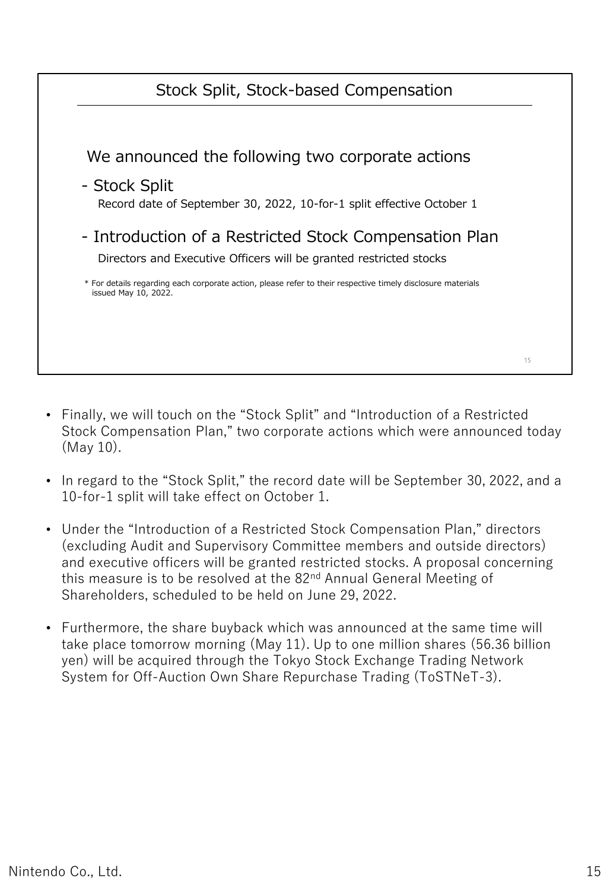## Stock Split, Stock-based Compensation

We announced the following two corporate actions

- Stock Split
  Record date of September 30, 2022, 10-for-1 split effective October 1

- Introduction of a Restricted Stock Compensation Plan
  Directors and Executive Officers will be granted restricted stocks

\* For details regarding each corporate action, please refer to their respective timely disclosure materials issued May 10, 2022.

- Finally, we will touch on the "Stock Split" and "Introduction of a Restricted Stock Compensation Plan," two corporate actions which were announced today (May 10).
- In regard to the "Stock Split," the record date will be September 30, 2022, and a 10-for-1 split will take effect on October 1.
- Under the "Introduction of a Restricted Stock Compensation Plan," directors (excluding Audit and Supervisory Committee members and outside directors) and executive officers will be granted restricted stocks. A proposal concerning this measure is to be resolved at the 82nd Annual General Meeting of Shareholders, scheduled to be held on June 29, 2022.
- Furthermore, the share buyback which was announced at the same time will take place tomorrow morning (May 11). Up to one million shares (56.36 billion yen) will be acquired through the Tokyo Stock Exchange Trading Network System for Off-Auction Own Share Repurchase Trading (ToSTNeT-3).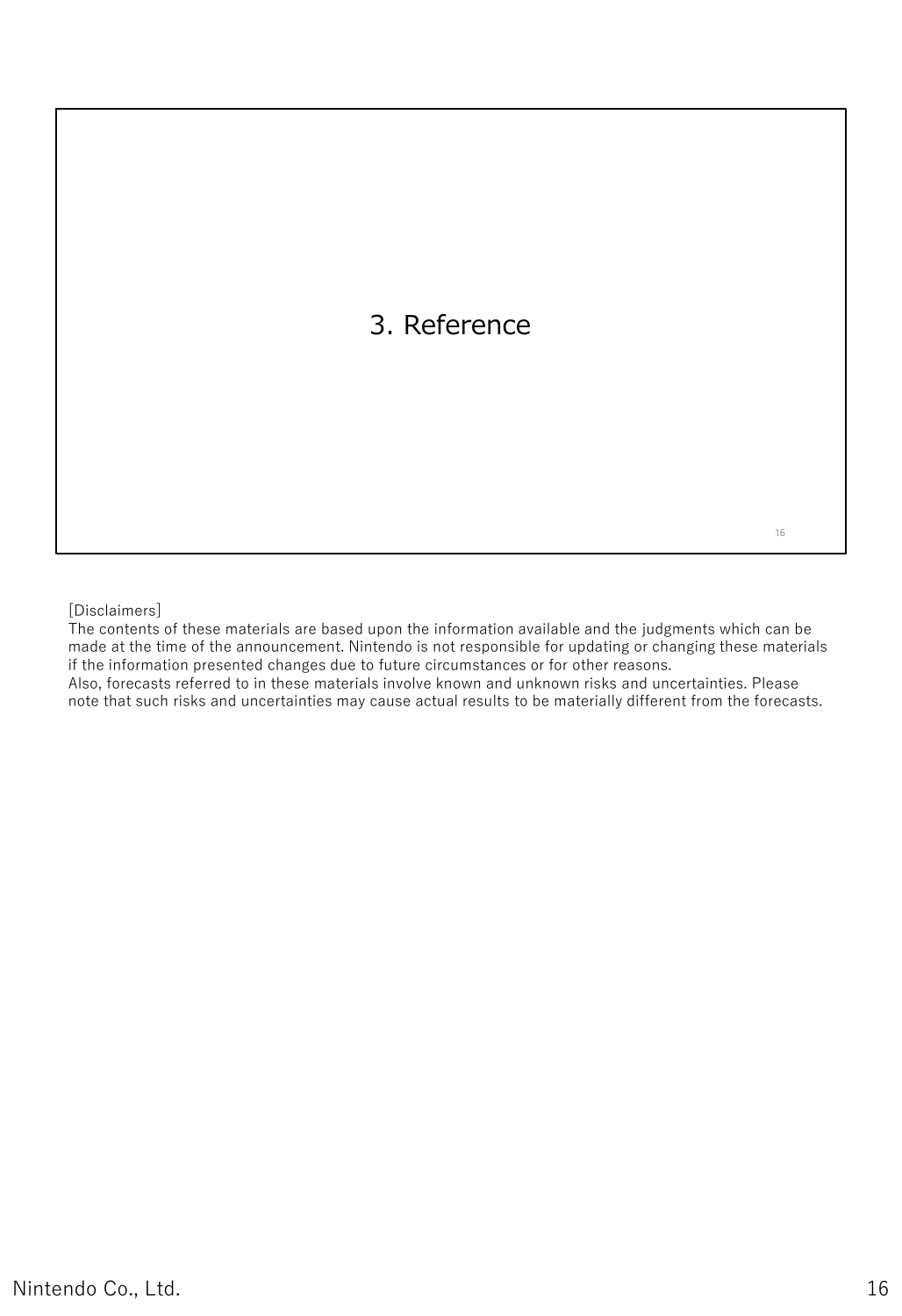# 3. Reference

[Disclaimers]
The contents of these materials are based upon the information available and the judgments which can be made at the time of the announcement. Nintendo is not responsible for updating or changing these materials if the information presented changes due to future circumstances or for other reasons.
Also, forecasts referred to in these materials involve known and unknown risks and uncertainties. Please note that such risks and uncertainties may cause actual results to be materially different from the forecasts.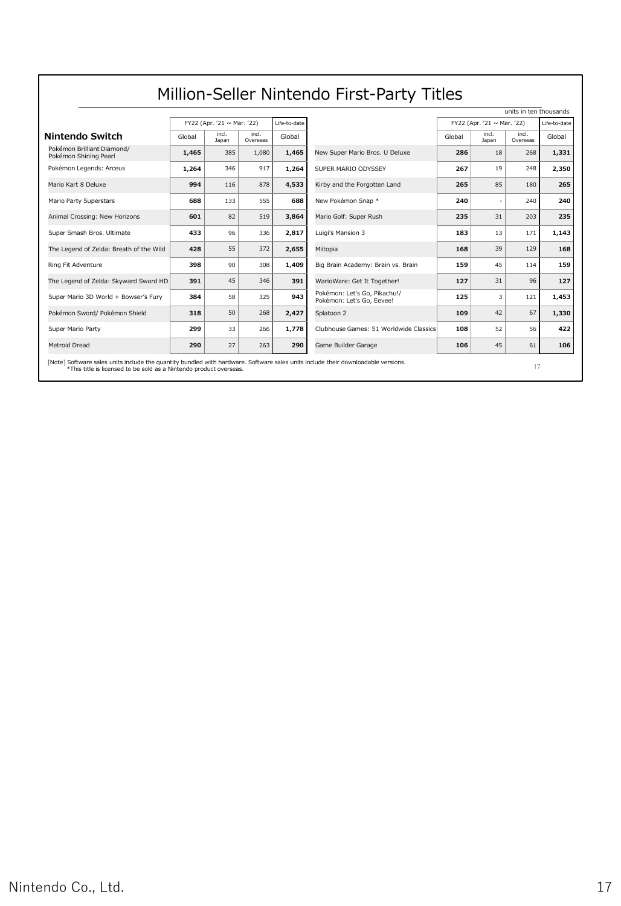# Million-Seller Nintendo First-Party Titles

units in ten thousands

| Nintendo Switch | FY22 (Apr. '21 ~ Mar. '22) | | | Life-to-date | | FY22 (Apr. '21 ~ Mar. '22) | | | Life-to-date |
|---|---|---|---|---|---|---|---|---|---|
| | Global | incl. Japan | incl. Overseas | Global | | Global | incl. Japan | incl. Overseas | Global |
| Pokémon Brilliant Diamond/ Pokémon Shining Pearl | **1,465** | 385 | 1,080 | **1,465** | New Super Mario Bros. U Deluxe | **286** | 18 | 268 | **1,331** |
| Pokémon Legends: Arceus | **1,264** | 346 | 917 | **1,264** | SUPER MARIO ODYSSEY | **267** | 19 | 248 | **2,350** |
| Mario Kart 8 Deluxe | **994** | 116 | 878 | **4,533** | Kirby and the Forgotten Land | **265** | 85 | 180 | **265** |
| Mario Party Superstars | **688** | 133 | 555 | **688** | New Pokémon Snap * | **240** | - | 240 | **240** |
| Animal Crossing: New Horizons | **601** | 82 | 519 | **3,864** | Mario Golf: Super Rush | **235** | 31 | 203 | **235** |
| Super Smash Bros. Ultimate | **433** | 96 | 336 | **2,817** | Luigi's Mansion 3 | **183** | 13 | 171 | **1,143** |
| The Legend of Zelda: Breath of the Wild | **428** | 55 | 372 | **2,655** | Miitopia | **168** | 39 | 129 | **168** |
| Ring Fit Adventure | **398** | 90 | 308 | **1,409** | Big Brain Academy: Brain vs. Brain | **159** | 45 | 114 | **159** |
| The Legend of Zelda: Skyward Sword HD | **391** | 45 | 346 | **391** | WarioWare: Get It Together! | **127** | 31 | 96 | **127** |
| Super Mario 3D World + Bowser's Fury | **384** | 58 | 325 | **943** | Pokémon: Let's Go, Pikachu!/ Pokémon: Let's Go, Eevee! | **125** | 3 | 121 | **1,453** |
| Pokémon Sword/ Pokémon Shield | **318** | 50 | 268 | **2,427** | Splatoon 2 | **109** | 42 | 67 | **1,330** |
| Super Mario Party | **299** | 33 | 266 | **1,778** | Clubhouse Games: 51 Worldwide Classics | **108** | 52 | 56 | **422** |
| Metroid Dread | **290** | 27 | 263 | **290** | Game Builder Garage | **106** | 45 | 61 | **106** |

[Note] Software sales units include the quantity bundled with hardware. Software sales units include their downloadable versions.
*This title is licensed to be sold as a Nintendo product overseas.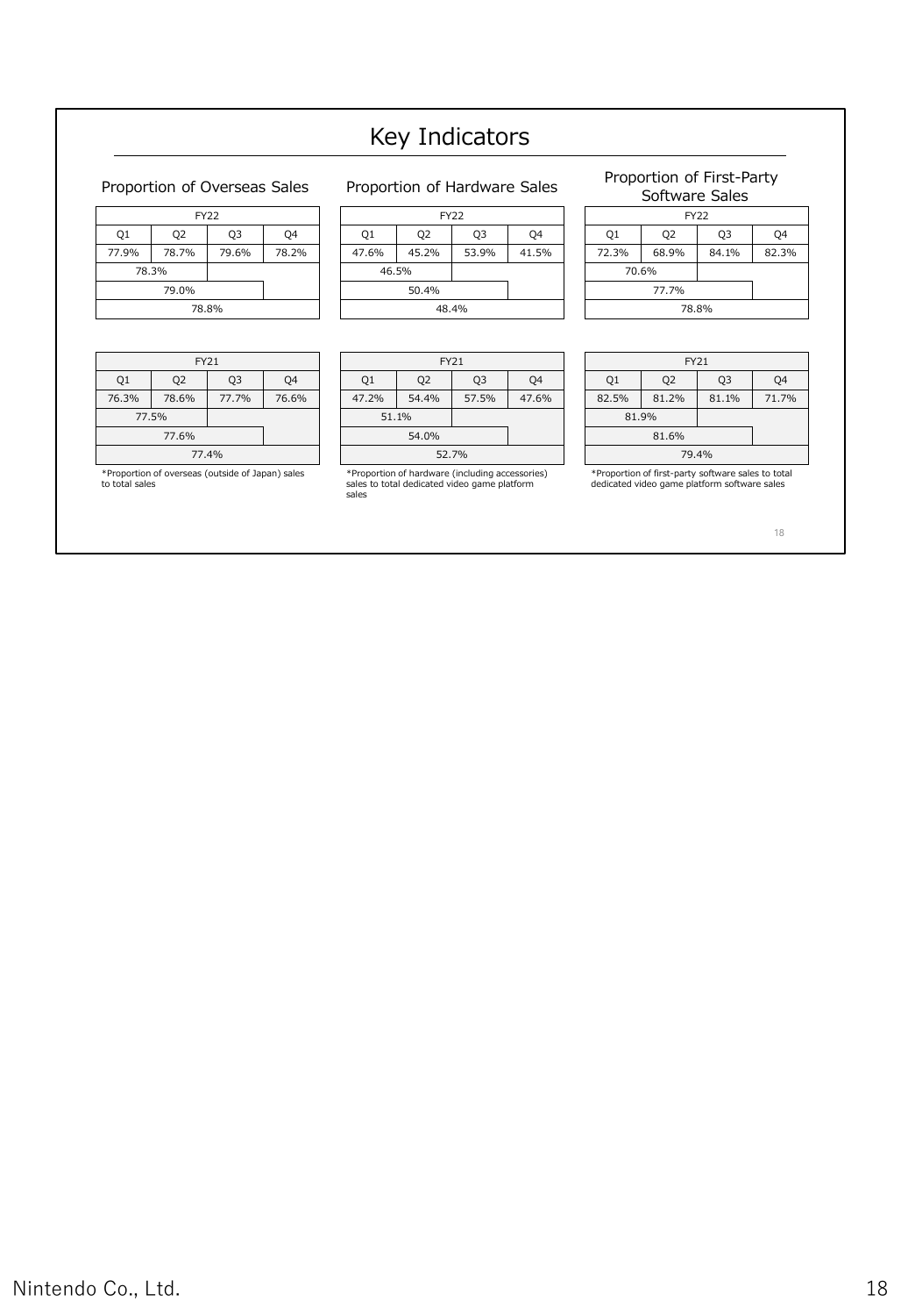# Key Indicators

## Proportion of Overseas Sales

| FY22 | | | |
|---|---|---|---|
| Q1 | Q2 | Q3 | Q4 |
| 77.9% | 78.7% | 79.6% | 78.2% |
| 78.3% | | | |
| 79.0% | | | |
| 78.8% | | | |

| FY21 | | | |
|---|---|---|---|
| Q1 | Q2 | Q3 | Q4 |
| 76.3% | 78.6% | 77.7% | 76.6% |
| 77.5% | | | |
| 77.6% | | | |
| 77.4% | | | |

*Proportion of overseas (outside of Japan) sales to total sales

## Proportion of Hardware Sales

| FY22 | | | |
|---|---|---|---|
| Q1 | Q2 | Q3 | Q4 |
| 47.6% | 45.2% | 53.9% | 41.5% |
| 46.5% | | | |
| 50.4% | | | |
| 48.4% | | | |

| FY21 | | | |
|---|---|---|---|
| Q1 | Q2 | Q3 | Q4 |
| 47.2% | 54.4% | 57.5% | 47.6% |
| 51.1% | | | |
| 54.0% | | | |
| 52.7% | | | |

*Proportion of hardware (including accessories) sales to total dedicated video game platform sales

## Proportion of First-Party Software Sales

| FY22 | | | |
|---|---|---|---|
| Q1 | Q2 | Q3 | Q4 |
| 72.3% | 68.9% | 84.1% | 82.3% |
| 70.6% | | | |
| 77.7% | | | |
| 78.8% | | | |

| FY21 | | | |
|---|---|---|---|
| Q1 | Q2 | Q3 | Q4 |
| 82.5% | 81.2% | 81.1% | 71.7% |
| 81.9% | | | |
| 81.6% | | | |
| 79.4% | | | |

*Proportion of first-party software sales to total dedicated video game platform software sales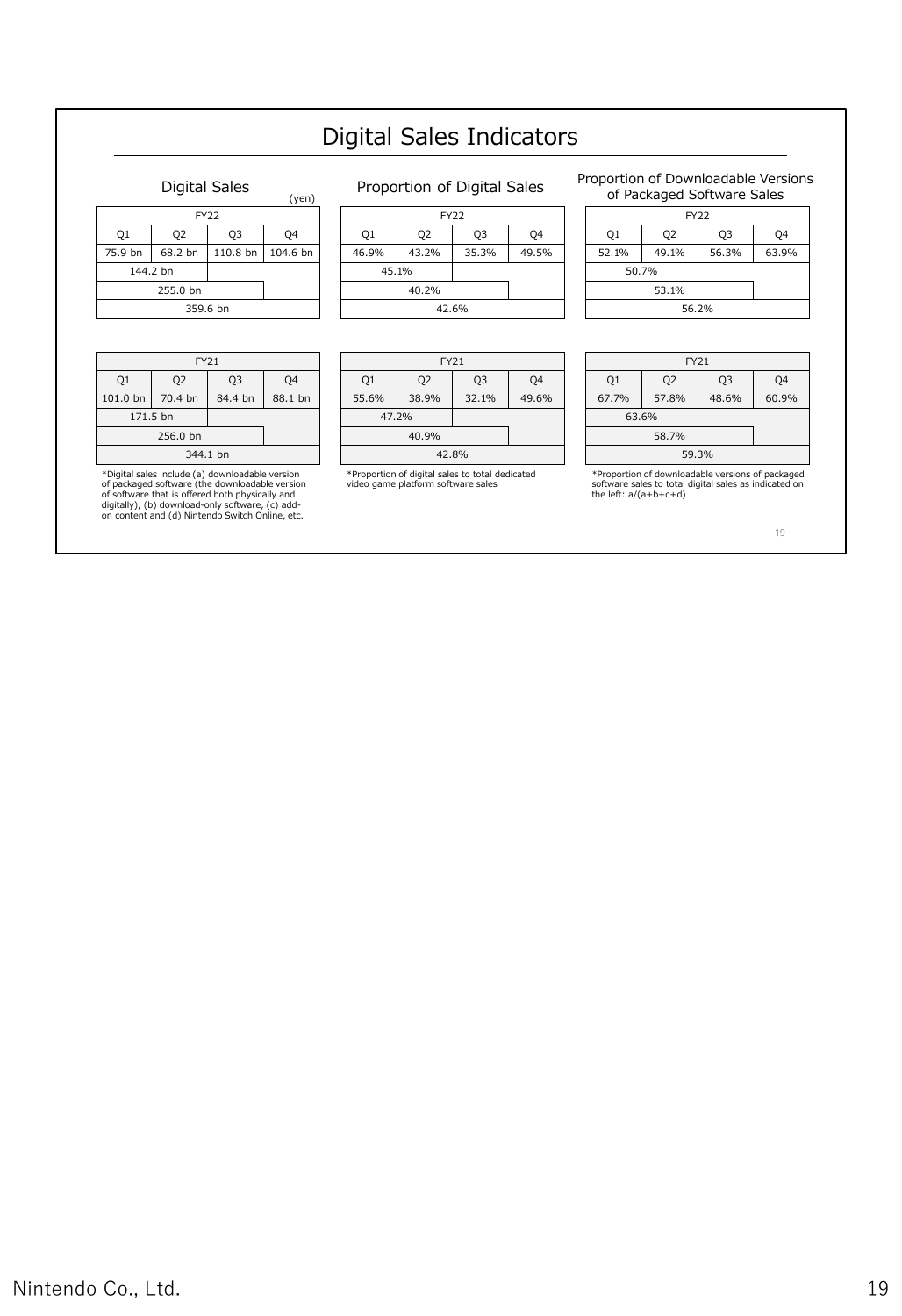# Digital Sales Indicators

## Digital Sales

(yen)

| FY22 | | | |
|---|---|---|---|
| Q1 | Q2 | Q3 | Q4 |
| 75.9 bn | 68.2 bn | 110.8 bn | 104.6 bn |
| 144.2 bn | | | |
| 255.0 bn | | | |
| 359.6 bn | | | |

| FY21 | | | |
|---|---|---|---|
| Q1 | Q2 | Q3 | Q4 |
| 101.0 bn | 70.4 bn | 84.4 bn | 88.1 bn |
| 171.5 bn | | | |
| 256.0 bn | | | |
| 344.1 bn | | | |

*Digital sales include (a) downloadable version of packaged software (the downloadable version of software that is offered both physically and digitally), (b) download-only software, (c) add-on content and (d) Nintendo Switch Online, etc.

## Proportion of Digital Sales

| FY22 | | | |
|---|---|---|---|
| Q1 | Q2 | Q3 | Q4 |
| 46.9% | 43.2% | 35.3% | 49.5% |
| 45.1% | | | |
| 40.2% | | | |
| 42.6% | | | |

| FY21 | | | |
|---|---|---|---|
| Q1 | Q2 | Q3 | Q4 |
| 55.6% | 38.9% | 32.1% | 49.6% |
| 47.2% | | | |
| 40.9% | | | |
| 42.8% | | | |

*Proportion of digital sales to total dedicated video game platform software sales

## Proportion of Downloadable Versions of Packaged Software Sales

| FY22 | | | |
|---|---|---|---|
| Q1 | Q2 | Q3 | Q4 |
| 52.1% | 49.1% | 56.3% | 63.9% |
| 50.7% | | | |
| 53.1% | | | |
| 56.2% | | | |

| FY21 | | | |
|---|---|---|---|
| Q1 | Q2 | Q3 | Q4 |
| 67.7% | 57.8% | 48.6% | 60.9% |
| 63.6% | | | |
| 58.7% | | | |
| 59.3% | | | |

*Proportion of downloadable versions of packaged software sales to total digital sales as indicated on the left: a/(a+b+c+d)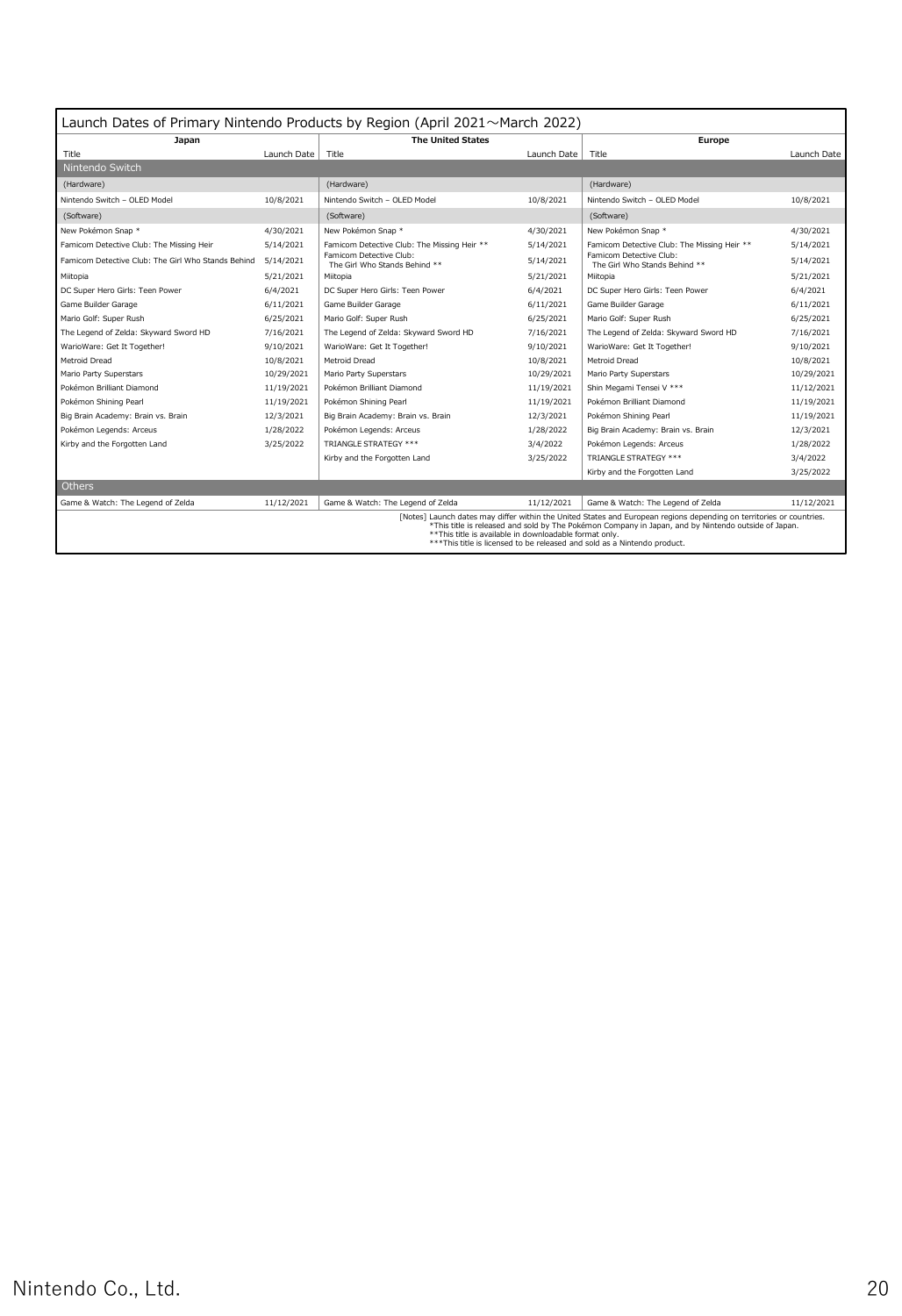## Launch Dates of Primary Nintendo Products by Region (April 2021～March 2022)

| Japan | | The United States | | Europe | |
|---|---|---|---|---|---|
| Title | Launch Date | Title | Launch Date | Title | Launch Date |
| **Nintendo Switch** | | | | | |
| (Hardware) | | (Hardware) | | (Hardware) | |
| Nintendo Switch – OLED Model | 10/8/2021 | Nintendo Switch – OLED Model | 10/8/2021 | Nintendo Switch – OLED Model | 10/8/2021 |
| (Software) | | (Software) | | (Software) | |
| New Pokémon Snap * | 4/30/2021 | New Pokémon Snap * | 4/30/2021 | New Pokémon Snap * | 4/30/2021 |
| Famicom Detective Club: The Missing Heir | 5/14/2021 | Famicom Detective Club: The Missing Heir ** | 5/14/2021 | Famicom Detective Club: The Missing Heir ** | 5/14/2021 |
| Famicom Detective Club: The Girl Who Stands Behind | 5/14/2021 | Famicom Detective Club: The Girl Who Stands Behind ** | 5/14/2021 | Famicom Detective Club: The Girl Who Stands Behind ** | 5/14/2021 |
| Miitopia | 5/21/2021 | Miitopia | 5/21/2021 | Miitopia | 5/21/2021 |
| DC Super Hero Girls: Teen Power | 6/4/2021 | DC Super Hero Girls: Teen Power | 6/4/2021 | DC Super Hero Girls: Teen Power | 6/4/2021 |
| Game Builder Garage | 6/11/2021 | Game Builder Garage | 6/11/2021 | Game Builder Garage | 6/11/2021 |
| Mario Golf: Super Rush | 6/25/2021 | Mario Golf: Super Rush | 6/25/2021 | Mario Golf: Super Rush | 6/25/2021 |
| The Legend of Zelda: Skyward Sword HD | 7/16/2021 | The Legend of Zelda: Skyward Sword HD | 7/16/2021 | The Legend of Zelda: Skyward Sword HD | 7/16/2021 |
| WarioWare: Get It Together! | 9/10/2021 | WarioWare: Get It Together! | 9/10/2021 | WarioWare: Get It Together! | 9/10/2021 |
| Metroid Dread | 10/8/2021 | Metroid Dread | 10/8/2021 | Metroid Dread | 10/8/2021 |
| Mario Party Superstars | 10/29/2021 | Mario Party Superstars | 10/29/2021 | Mario Party Superstars | 10/29/2021 |
| Pokémon Brilliant Diamond | 11/19/2021 | Pokémon Brilliant Diamond | 11/19/2021 | Shin Megami Tensei V *** | 11/12/2021 |
| Pokémon Shining Pearl | 11/19/2021 | Pokémon Shining Pearl | 11/19/2021 | Pokémon Brilliant Diamond | 11/19/2021 |
| Big Brain Academy: Brain vs. Brain | 12/3/2021 | Big Brain Academy: Brain vs. Brain | 12/3/2021 | Pokémon Shining Pearl | 11/19/2021 |
| Pokémon Legends: Arceus | 1/28/2022 | Pokémon Legends: Arceus | 1/28/2022 | Big Brain Academy: Brain vs. Brain | 12/3/2021 |
| Kirby and the Forgotten Land | 3/25/2022 | TRIANGLE STRATEGY *** | 3/4/2022 | Pokémon Legends: Arceus | 1/28/2022 |
| | | Kirby and the Forgotten Land | 3/25/2022 | TRIANGLE STRATEGY *** | 3/4/2022 |
| | | | | Kirby and the Forgotten Land | 3/25/2022 |
| **Others** | | | | | |
| Game & Watch: The Legend of Zelda | 11/12/2021 | Game & Watch: The Legend of Zelda | 11/12/2021 | Game & Watch: The Legend of Zelda | 11/12/2021 |

[Notes] Launch dates may differ within the United States and European regions depending on territories or countries.
*This title is released and sold by The Pokémon Company in Japan, and by Nintendo outside of Japan.
**This title is available in downloadable format only.
***This title is licensed to be released and sold as a Nintendo product.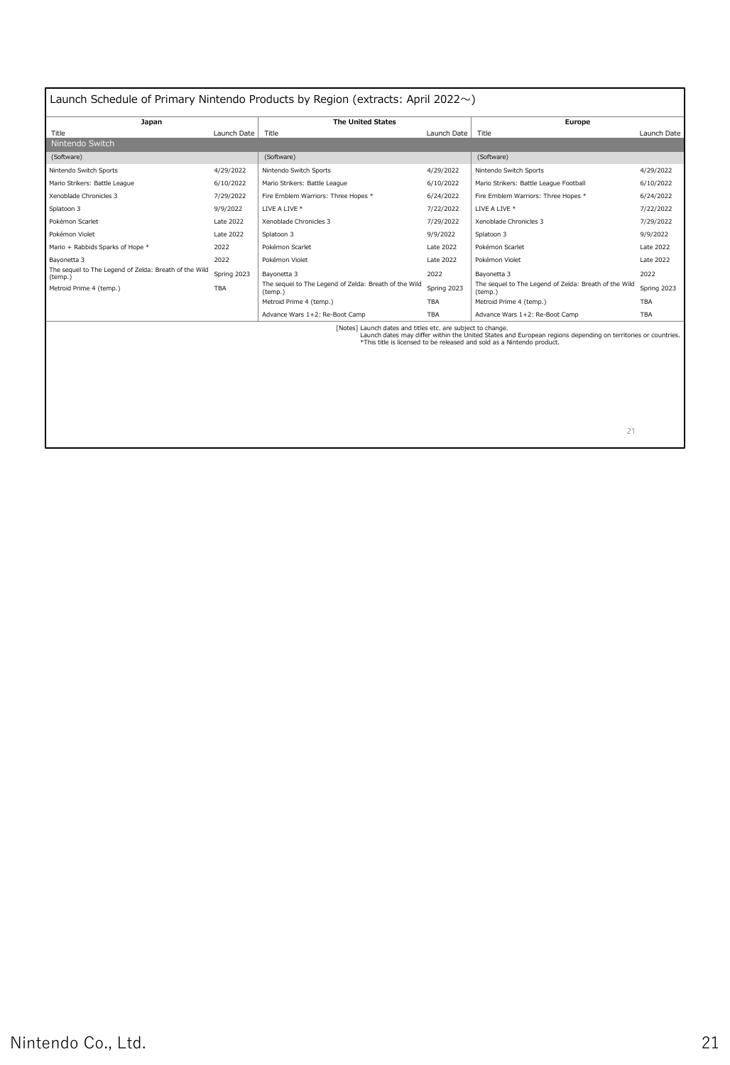## Launch Schedule of Primary Nintendo Products by Region (extracts: April 2022～)

| Japan | | The United States | | Europe | |
|---|---|---|---|---|---|
| Title | Launch Date | Title | Launch Date | Title | Launch Date |
| **Nintendo Switch** | | | | | |
| (Software) | | (Software) | | (Software) | |
| Nintendo Switch Sports | 4/29/2022 | Nintendo Switch Sports | 4/29/2022 | Nintendo Switch Sports | 4/29/2022 |
| Mario Strikers: Battle League | 6/10/2022 | Mario Strikers: Battle League | 6/10/2022 | Mario Strikers: Battle League Football | 6/10/2022 |
| Xenoblade Chronicles 3 | 7/29/2022 | Fire Emblem Warriors: Three Hopes * | 6/24/2022 | Fire Emblem Warriors: Three Hopes * | 6/24/2022 |
| Splatoon 3 | 9/9/2022 | LIVE A LIVE * | 7/22/2022 | LIVE A LIVE * | 7/22/2022 |
| Pokémon Scarlet | Late 2022 | Xenoblade Chronicles 3 | 7/29/2022 | Xenoblade Chronicles 3 | 7/29/2022 |
| Pokémon Violet | Late 2022 | Splatoon 3 | 9/9/2022 | Splatoon 3 | 9/9/2022 |
| Mario + Rabbids Sparks of Hope * | 2022 | Pokémon Scarlet | Late 2022 | Pokémon Scarlet | Late 2022 |
| Bayonetta 3 | 2022 | Pokémon Violet | Late 2022 | Pokémon Violet | Late 2022 |
| The sequel to The Legend of Zelda: Breath of the Wild (temp.) | Spring 2023 | Bayonetta 3 | 2022 | Bayonetta 3 | 2022 |
| Metroid Prime 4 (temp.) | TBA | The sequel to The Legend of Zelda: Breath of the Wild (temp.) | Spring 2023 | The sequel to The Legend of Zelda: Breath of the Wild (temp.) | Spring 2023 |
| | | Metroid Prime 4 (temp.) | TBA | Metroid Prime 4 (temp.) | TBA |
| | | Advance Wars 1+2: Re-Boot Camp | TBA | Advance Wars 1+2: Re-Boot Camp | TBA |

[Notes] Launch dates and titles etc. are subject to change.
Launch dates may differ within the United States and European regions depending on territories or countries.
*This title is licensed to be released and sold as a Nintendo product.

Nintendo Co., Ltd.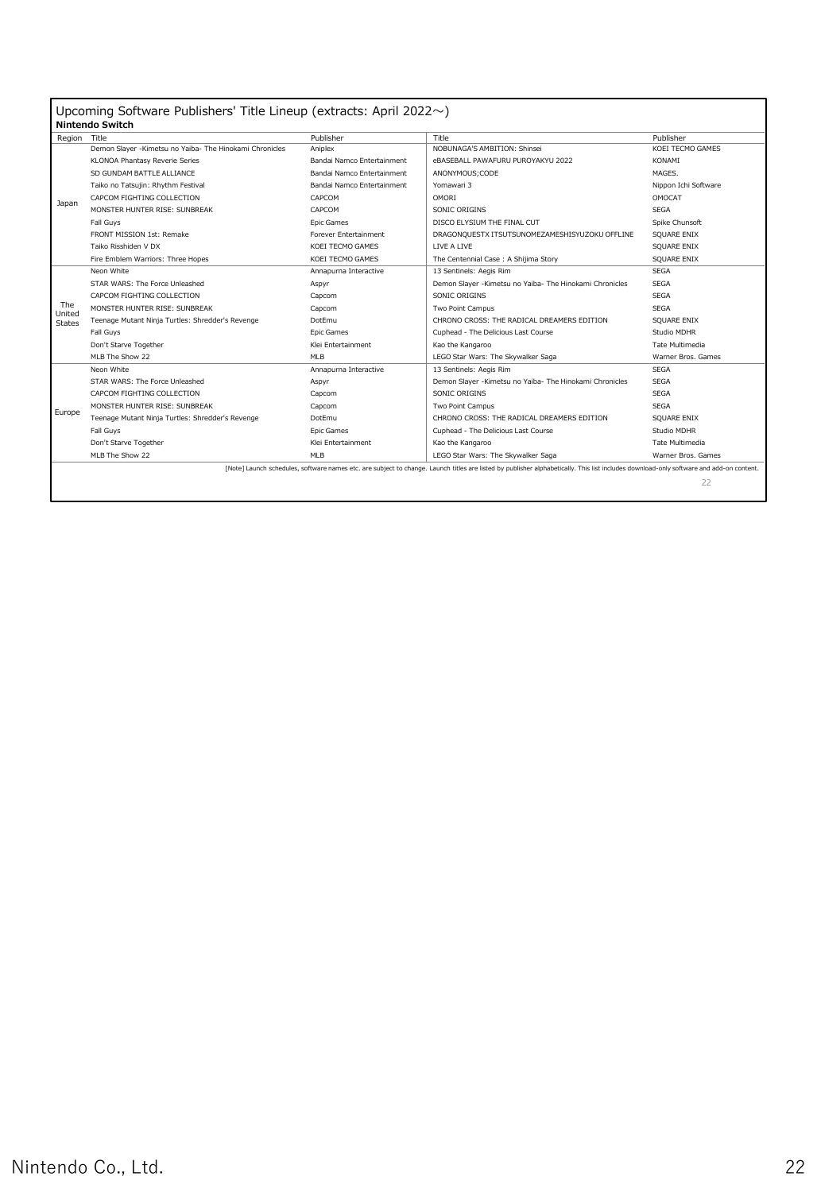## Upcoming Software Publishers' Title Lineup (extracts: April 2022～)

**Nintendo Switch**

| Region | Title | Publisher | Title | Publisher |
|---|---|---|---|---|
| Japan | Demon Slayer -Kimetsu no Yaiba- The Hinokami Chronicles | Aniplex | NOBUNAGA'S AMBITION: Shinsei | KOEI TECMO GAMES |
| | KLONOA Phantasy Reverie Series | Bandai Namco Entertainment | eBASEBALL PAWAFURU PUROYAKYU 2022 | KONAMI |
| | SD GUNDAM BATTLE ALLIANCE | Bandai Namco Entertainment | ANONYMOUS;CODE | MAGES. |
| | Taiko no Tatsujin: Rhythm Festival | Bandai Namco Entertainment | Yomawari 3 | Nippon Ichi Software |
| | CAPCOM FIGHTING COLLECTION | CAPCOM | OMORI | OMOCAT |
| | MONSTER HUNTER RISE: SUNBREAK | CAPCOM | SONIC ORIGINS | SEGA |
| | Fall Guys | Epic Games | DISCO ELYSIUM THE FINAL CUT | Spike Chunsoft |
| | FRONT MISSION 1st: Remake | Forever Entertainment | DRAGONQUESTX ITSUTSUNOMEZAMESHISYUZOKU OFFLINE | SQUARE ENIX |
| | Taiko Risshiden V DX | KOEI TECMO GAMES | LIVE A LIVE | SQUARE ENIX |
| | Fire Emblem Warriors: Three Hopes | KOEI TECMO GAMES | The Centennial Case : A Shijima Story | SQUARE ENIX |
| The United States | Neon White | Annapurna Interactive | 13 Sentinels: Aegis Rim | SEGA |
| | STAR WARS: The Force Unleashed | Aspyr | Demon Slayer -Kimetsu no Yaiba- The Hinokami Chronicles | SEGA |
| | CAPCOM FIGHTING COLLECTION | Capcom | SONIC ORIGINS | SEGA |
| | MONSTER HUNTER RISE: SUNBREAK | Capcom | Two Point Campus | SEGA |
| | Teenage Mutant Ninja Turtles: Shredder's Revenge | DotEmu | CHRONO CROSS: THE RADICAL DREAMERS EDITION | SQUARE ENIX |
| | Fall Guys | Epic Games | Cuphead - The Delicious Last Course | Studio MDHR |
| | Don't Starve Together | Klei Entertainment | Kao the Kangaroo | Tate Multimedia |
| | MLB The Show 22 | MLB | LEGO Star Wars: The Skywalker Saga | Warner Bros. Games |
| Europe | Neon White | Annapurna Interactive | 13 Sentinels: Aegis Rim | SEGA |
| | STAR WARS: The Force Unleashed | Aspyr | Demon Slayer -Kimetsu no Yaiba- The Hinokami Chronicles | SEGA |
| | CAPCOM FIGHTING COLLECTION | Capcom | SONIC ORIGINS | SEGA |
| | MONSTER HUNTER RISE: SUNBREAK | Capcom | Two Point Campus | SEGA |
| | Teenage Mutant Ninja Turtles: Shredder's Revenge | DotEmu | CHRONO CROSS: THE RADICAL DREAMERS EDITION | SQUARE ENIX |
| | Fall Guys | Epic Games | Cuphead - The Delicious Last Course | Studio MDHR |
| | Don't Starve Together | Klei Entertainment | Kao the Kangaroo | Tate Multimedia |
| | MLB The Show 22 | MLB | LEGO Star Wars: The Skywalker Saga | Warner Bros. Games |

[Note] Launch schedules, software names etc. are subject to change. Launch titles are listed by publisher alphabetically. This list includes download-only software and add-on content.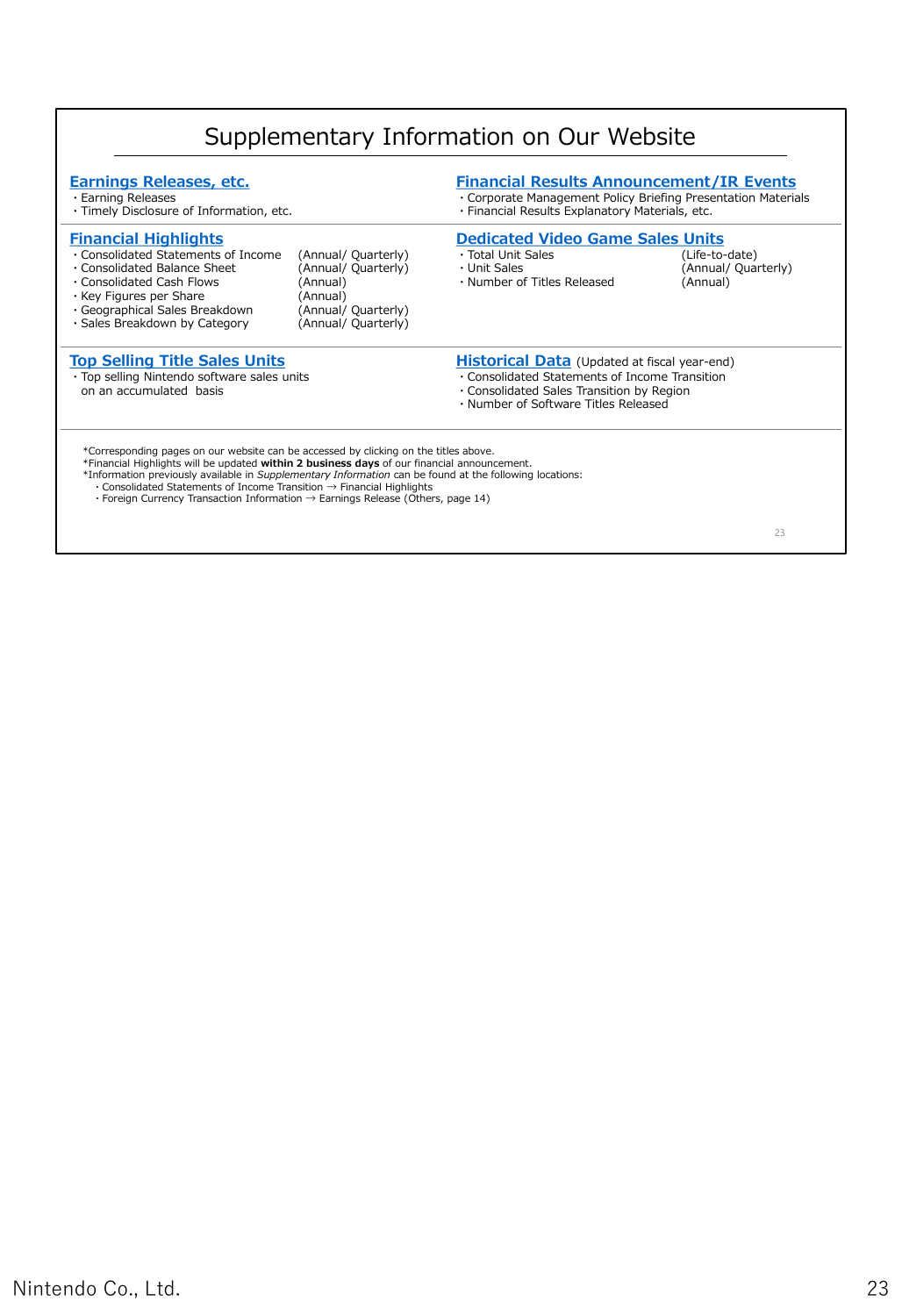# Supplementary Information on Our Website

## Earnings Releases, etc.

- Earning Releases
- Timely Disclosure of Information, etc.

## Financial Results Announcement/IR Events

- Corporate Management Policy Briefing Presentation Materials
- Financial Results Explanatory Materials, etc.

## Financial Highlights

| | |
|---|---|
| Consolidated Statements of Income | (Annual/ Quarterly) |
| Consolidated Balance Sheet | (Annual/ Quarterly) |
| Consolidated Cash Flows | (Annual) |
| Key Figures per Share | (Annual) |
| Geographical Sales Breakdown | (Annual/ Quarterly) |
| Sales Breakdown by Category | (Annual/ Quarterly) |

## Dedicated Video Game Sales Units

| | |
|---|---|
| Total Unit Sales | (Life-to-date) |
| Unit Sales | (Annual/ Quarterly) |
| Number of Titles Released | (Annual) |

## Top Selling Title Sales Units

- Top selling Nintendo software sales units on an accumulated basis

## Historical Data (Updated at fiscal year-end)

- Consolidated Statements of Income Transition
- Consolidated Sales Transition by Region
- Number of Software Titles Released

*Corresponding pages on our website can be accessed by clicking on the titles above.
*Financial Highlights will be updated **within 2 business days** of our financial announcement.
*Information previously available in *Supplementary Information* can be found at the following locations:
- Consolidated Statements of Income Transition → Financial Highlights
- Foreign Currency Transaction Information → Earnings Release (Others, page 14)